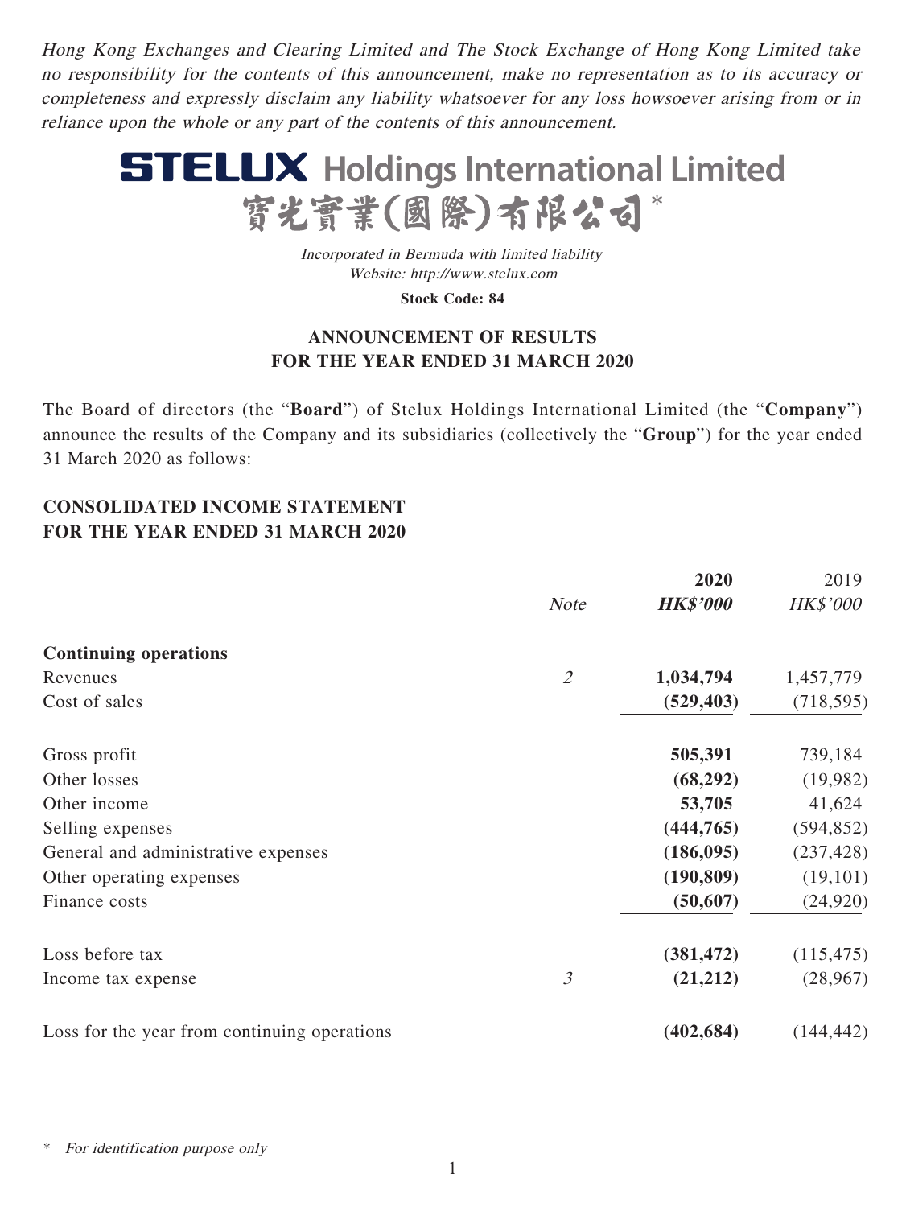*Hong Kong Exchanges and Clearing Limited and The Stock Exchange of Hong Kong Limited take no responsibility for the contents of this announcement, make no representation as to its accuracy or completeness and expressly disclaim any liability whatsoever for any loss howsoever arising from or in reliance upon the whole or any part of the contents of this announcement.*

# STELUX Holdings International Limited
# 寶光實業(國際)有限公司*

*Incorporated in Bermuda with limited liability*
*Website: http://www.stelux.com*

**Stock Code: 84**

## ANNOUNCEMENT OF RESULTS FOR THE YEAR ENDED 31 MARCH 2020

The Board of directors (the "**Board**") of Stelux Holdings International Limited (the "**Company**") announce the results of the Company and its subsidiaries (collectively the "**Group**") for the year ended 31 March 2020 as follows:

## CONSOLIDATED INCOME STATEMENT FOR THE YEAR ENDED 31 MARCH 2020

| | *Note* | **2020** **_HK$'000_** | 2019 *HK$'000* |
|---|---|---|---|
| **Continuing operations** | | | |
| Revenues | *2* | **1,034,794** | 1,457,779 |
| Cost of sales | | **(529,403)** | (718,595) |
| Gross profit | | **505,391** | 739,184 |
| Other losses | | **(68,292)** | (19,982) |
| Other income | | **53,705** | 41,624 |
| Selling expenses | | **(444,765)** | (594,852) |
| General and administrative expenses | | **(186,095)** | (237,428) |
| Other operating expenses | | **(190,809)** | (19,101) |
| Finance costs | | **(50,607)** | (24,920) |
| Loss before tax | | **(381,472)** | (115,475) |
| Income tax expense | *3* | **(21,212)** | (28,967) |
| Loss for the year from continuing operations | | **(402,684)** | (144,442) |

\* *For identification purpose only*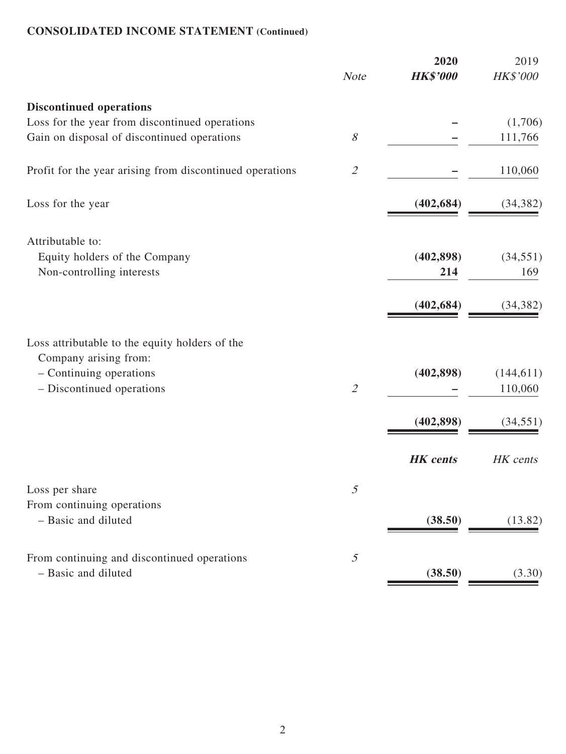**CONSOLIDATED INCOME STATEMENT (Continued)**

| | *Note* | **2020** **HK$'000** | 2019 HK$'000 |
|---|---|---|---|
| **Discontinued operations** | | | |
| Loss for the year from discontinued operations | | – | (1,706) |
| Gain on disposal of discontinued operations | *8* | – | 111,766 |
| Profit for the year arising from discontinued operations | *2* | – | 110,060 |
| Loss for the year | | **(402,684)** | (34,382) |
| Attributable to: | | | |
| Equity holders of the Company | | **(402,898)** | (34,551) |
| Non-controlling interests | | **214** | 169 |
| | | **(402,684)** | (34,382) |
| Loss attributable to the equity holders of the Company arising from: | | | |
| – Continuing operations | | **(402,898)** | (144,611) |
| – Discontinued operations | *2* | – | 110,060 |
| | | **(402,898)** | (34,551) |
| | | ***HK cents*** | *HK cents* |
| Loss per share | *5* | | |
| From continuing operations | | | |
| – Basic and diluted | | **(38.50)** | (13.82) |
| From continuing and discontinued operations | *5* | | |
| – Basic and diluted | | **(38.50)** | (3.30) |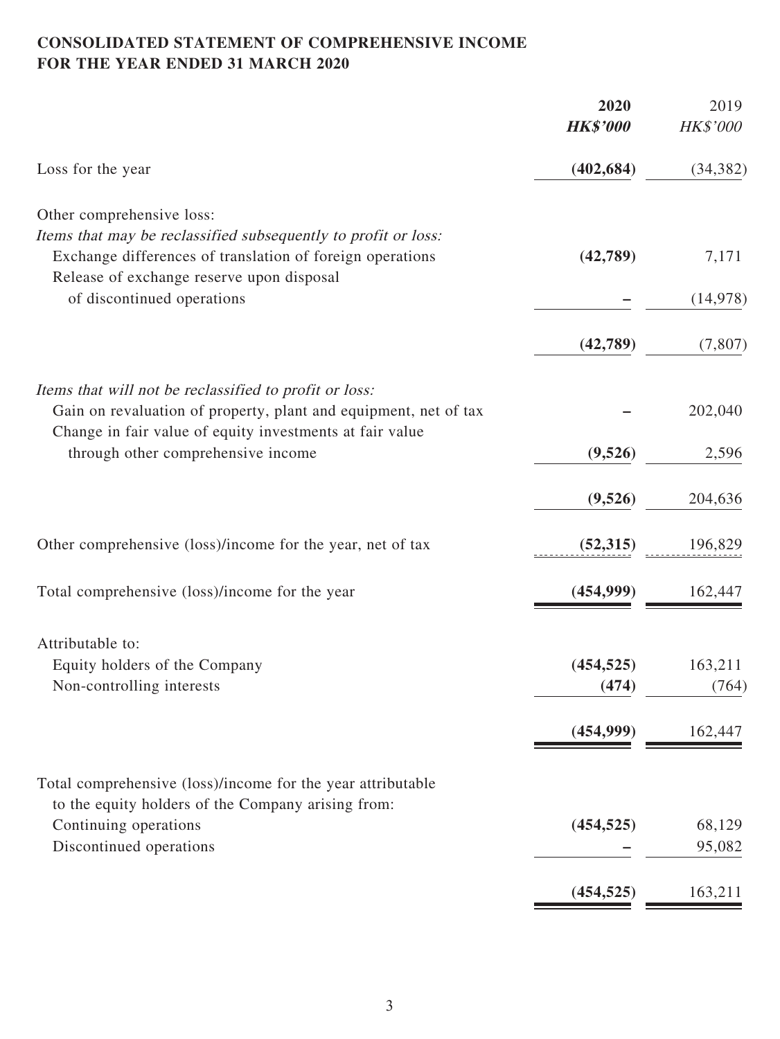**CONSOLIDATED STATEMENT OF COMPREHENSIVE INCOME**
**FOR THE YEAR ENDED 31 MARCH 2020**

| | **2020** | 2019 |
|---|---|---|
| | ***HK$'000*** | *HK$'000* |
| Loss for the year | **(402,684)** | (34,382) |
| Other comprehensive loss: | | |
| *Items that may be reclassified subsequently to profit or loss:* | | |
| Exchange differences of translation of foreign operations | **(42,789)** | 7,171 |
| Release of exchange reserve upon disposal of discontinued operations | **–** | (14,978) |
| | **(42,789)** | (7,807) |
| *Items that will not be reclassified to profit or loss:* | | |
| Gain on revaluation of property, plant and equipment, net of tax | **–** | 202,040 |
| Change in fair value of equity investments at fair value through other comprehensive income | **(9,526)** | 2,596 |
| | **(9,526)** | 204,636 |
| Other comprehensive (loss)/income for the year, net of tax | **(52,315)** | 196,829 |
| Total comprehensive (loss)/income for the year | **(454,999)** | 162,447 |
| Attributable to: | | |
| Equity holders of the Company | **(454,525)** | 163,211 |
| Non-controlling interests | **(474)** | (764) |
| | **(454,999)** | 162,447 |
| Total comprehensive (loss)/income for the year attributable to the equity holders of the Company arising from: | | |
| Continuing operations | **(454,525)** | 68,129 |
| Discontinued operations | **–** | 95,082 |
| | **(454,525)** | 163,211 |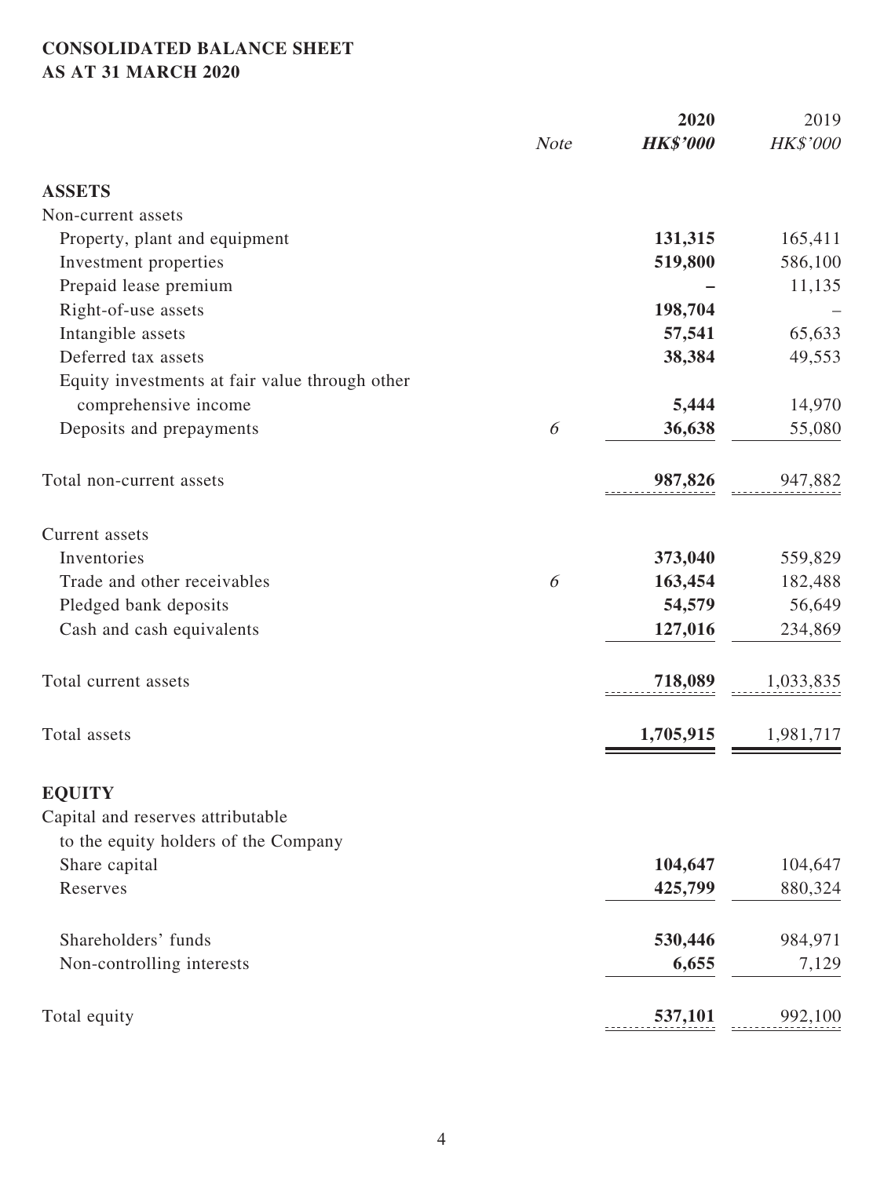# CONSOLIDATED BALANCE SHEET
# AS AT 31 MARCH 2020

| | Note | 2020 HK$'000 | 2019 HK$'000 |
|---|---|---|---|
| **ASSETS** | | | |
| Non-current assets | | | |
| Property, plant and equipment | | **131,315** | 165,411 |
| Investment properties | | **519,800** | 586,100 |
| Prepaid lease premium | | **–** | 11,135 |
| Right-of-use assets | | **198,704** | – |
| Intangible assets | | **57,541** | 65,633 |
| Deferred tax assets | | **38,384** | 49,553 |
| Equity investments at fair value through other comprehensive income | | **5,444** | 14,970 |
| Deposits and prepayments | *6* | **36,638** | 55,080 |
| Total non-current assets | | **987,826** | 947,882 |
| Current assets | | | |
| Inventories | | **373,040** | 559,829 |
| Trade and other receivables | *6* | **163,454** | 182,488 |
| Pledged bank deposits | | **54,579** | 56,649 |
| Cash and cash equivalents | | **127,016** | 234,869 |
| Total current assets | | **718,089** | 1,033,835 |
| Total assets | | **1,705,915** | 1,981,717 |
| **EQUITY** | | | |
| Capital and reserves attributable to the equity holders of the Company | | | |
| Share capital | | **104,647** | 104,647 |
| Reserves | | **425,799** | 880,324 |
| Shareholders' funds | | **530,446** | 984,971 |
| Non-controlling interests | | **6,655** | 7,129 |
| Total equity | | **537,101** | 992,100 |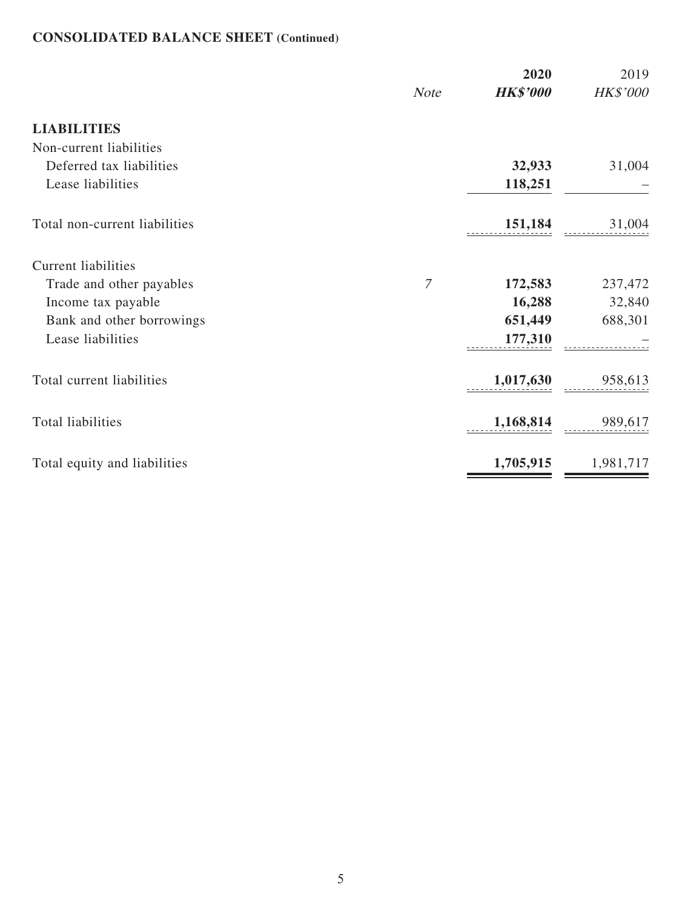## CONSOLIDATED BALANCE SHEET (Continued)

| | Note | **2020** | 2019 |
|---|---|---|---|
| | | ***HK$'000*** | *HK$'000* |
| **LIABILITIES** | | | |
| Non-current liabilities | | | |
| Deferred tax liabilities | | **32,933** | 31,004 |
| Lease liabilities | | **118,251** | – |
| Total non-current liabilities | | **151,184** | 31,004 |
| Current liabilities | | | |
| Trade and other payables | *7* | **172,583** | 237,472 |
| Income tax payable | | **16,288** | 32,840 |
| Bank and other borrowings | | **651,449** | 688,301 |
| Lease liabilities | | **177,310** | – |
| Total current liabilities | | **1,017,630** | 958,613 |
| Total liabilities | | **1,168,814** | 989,617 |
| Total equity and liabilities | | **1,705,915** | 1,981,717 |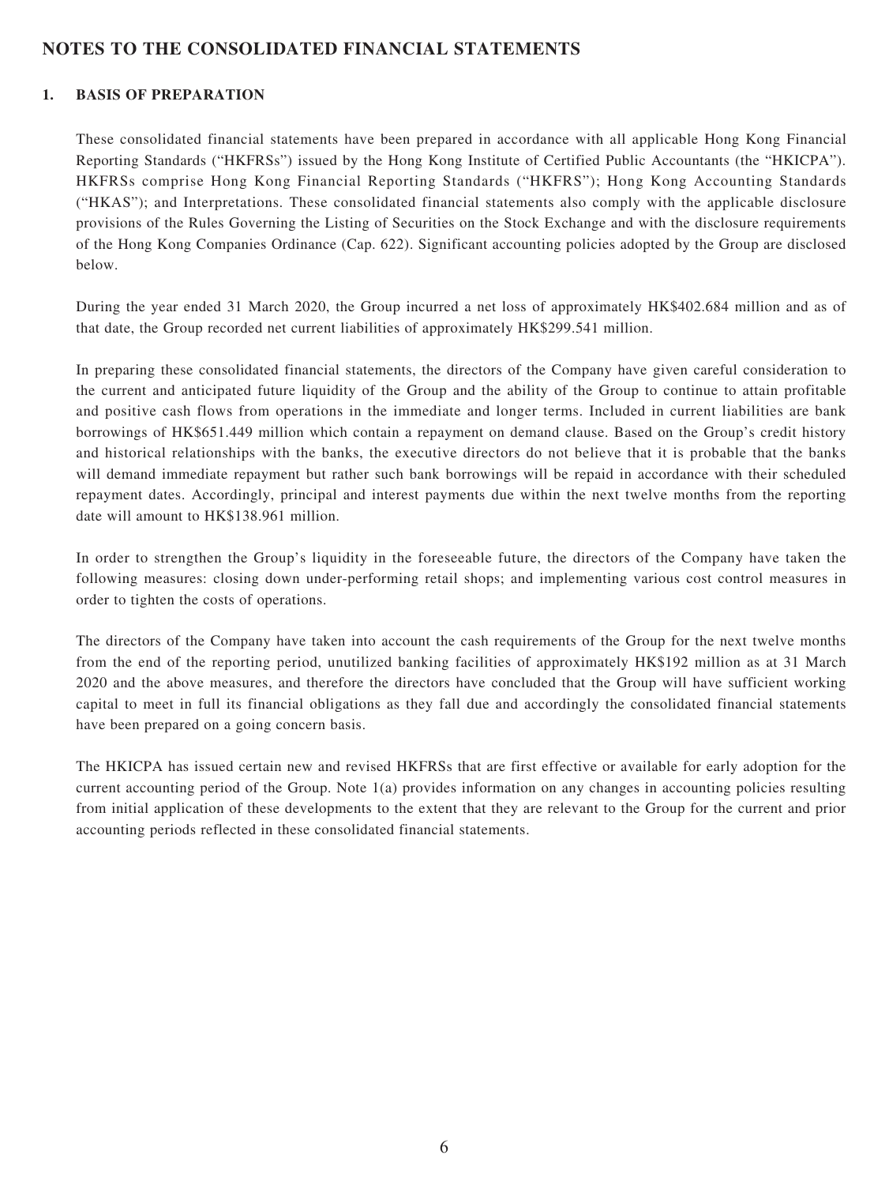# NOTES TO THE CONSOLIDATED FINANCIAL STATEMENTS

## 1. BASIS OF PREPARATION

These consolidated financial statements have been prepared in accordance with all applicable Hong Kong Financial Reporting Standards ("HKFRSs") issued by the Hong Kong Institute of Certified Public Accountants (the "HKICPA"). HKFRSs comprise Hong Kong Financial Reporting Standards ("HKFRS"); Hong Kong Accounting Standards ("HKAS"); and Interpretations. These consolidated financial statements also comply with the applicable disclosure provisions of the Rules Governing the Listing of Securities on the Stock Exchange and with the disclosure requirements of the Hong Kong Companies Ordinance (Cap. 622). Significant accounting policies adopted by the Group are disclosed below.

During the year ended 31 March 2020, the Group incurred a net loss of approximately HK$402.684 million and as of that date, the Group recorded net current liabilities of approximately HK$299.541 million.

In preparing these consolidated financial statements, the directors of the Company have given careful consideration to the current and anticipated future liquidity of the Group and the ability of the Group to continue to attain profitable and positive cash flows from operations in the immediate and longer terms. Included in current liabilities are bank borrowings of HK$651.449 million which contain a repayment on demand clause. Based on the Group's credit history and historical relationships with the banks, the executive directors do not believe that it is probable that the banks will demand immediate repayment but rather such bank borrowings will be repaid in accordance with their scheduled repayment dates. Accordingly, principal and interest payments due within the next twelve months from the reporting date will amount to HK$138.961 million.

In order to strengthen the Group's liquidity in the foreseeable future, the directors of the Company have taken the following measures: closing down under-performing retail shops; and implementing various cost control measures in order to tighten the costs of operations.

The directors of the Company have taken into account the cash requirements of the Group for the next twelve months from the end of the reporting period, unutilized banking facilities of approximately HK$192 million as at 31 March 2020 and the above measures, and therefore the directors have concluded that the Group will have sufficient working capital to meet in full its financial obligations as they fall due and accordingly the consolidated financial statements have been prepared on a going concern basis.

The HKICPA has issued certain new and revised HKFRSs that are first effective or available for early adoption for the current accounting period of the Group. Note 1(a) provides information on any changes in accounting policies resulting from initial application of these developments to the extent that they are relevant to the Group for the current and prior accounting periods reflected in these consolidated financial statements.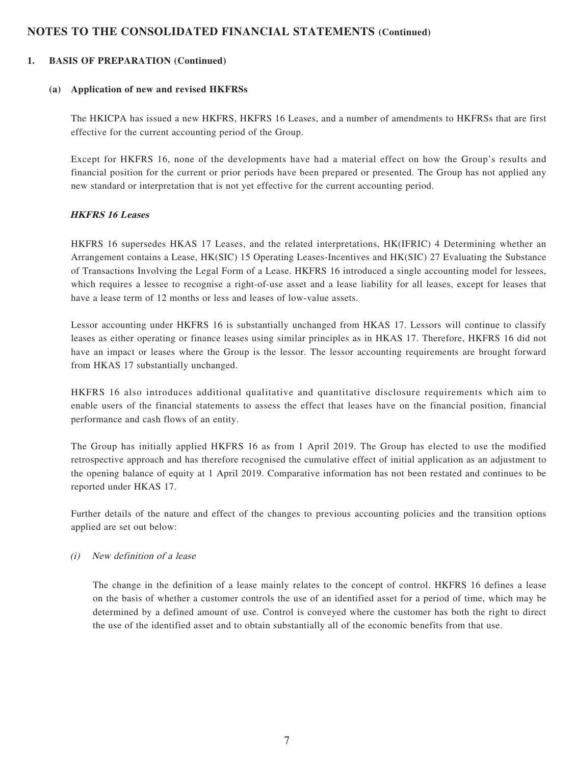# NOTES TO THE CONSOLIDATED FINANCIAL STATEMENTS (Continued)

## 1. BASIS OF PREPARATION (Continued)

### (a) Application of new and revised HKFRSs

The HKICPA has issued a new HKFRS, HKFRS 16 Leases, and a number of amendments to HKFRSs that are first effective for the current accounting period of the Group.

Except for HKFRS 16, none of the developments have had a material effect on how the Group's results and financial position for the current or prior periods have been prepared or presented. The Group has not applied any new standard or interpretation that is not yet effective for the current accounting period.

***HKFRS 16 Leases***

HKFRS 16 supersedes HKAS 17 Leases, and the related interpretations, HK(IFRIC) 4 Determining whether an Arrangement contains a Lease, HK(SIC) 15 Operating Leases-Incentives and HK(SIC) 27 Evaluating the Substance of Transactions Involving the Legal Form of a Lease. HKFRS 16 introduced a single accounting model for lessees, which requires a lessee to recognise a right-of-use asset and a lease liability for all leases, except for leases that have a lease term of 12 months or less and leases of low-value assets.

Lessor accounting under HKFRS 16 is substantially unchanged from HKAS 17. Lessors will continue to classify leases as either operating or finance leases using similar principles as in HKAS 17. Therefore, HKFRS 16 did not have an impact or leases where the Group is the lessor. The lessor accounting requirements are brought forward from HKAS 17 substantially unchanged.

HKFRS 16 also introduces additional qualitative and quantitative disclosure requirements which aim to enable users of the financial statements to assess the effect that leases have on the financial position, financial performance and cash flows of an entity.

The Group has initially applied HKFRS 16 as from 1 April 2019. The Group has elected to use the modified retrospective approach and has therefore recognised the cumulative effect of initial application as an adjustment to the opening balance of equity at 1 April 2019. Comparative information has not been restated and continues to be reported under HKAS 17.

Further details of the nature and effect of the changes to previous accounting policies and the transition options applied are set out below:

*(i) New definition of a lease*

The change in the definition of a lease mainly relates to the concept of control. HKFRS 16 defines a lease on the basis of whether a customer controls the use of an identified asset for a period of time, which may be determined by a defined amount of use. Control is conveyed where the customer has both the right to direct the use of the identified asset and to obtain substantially all of the economic benefits from that use.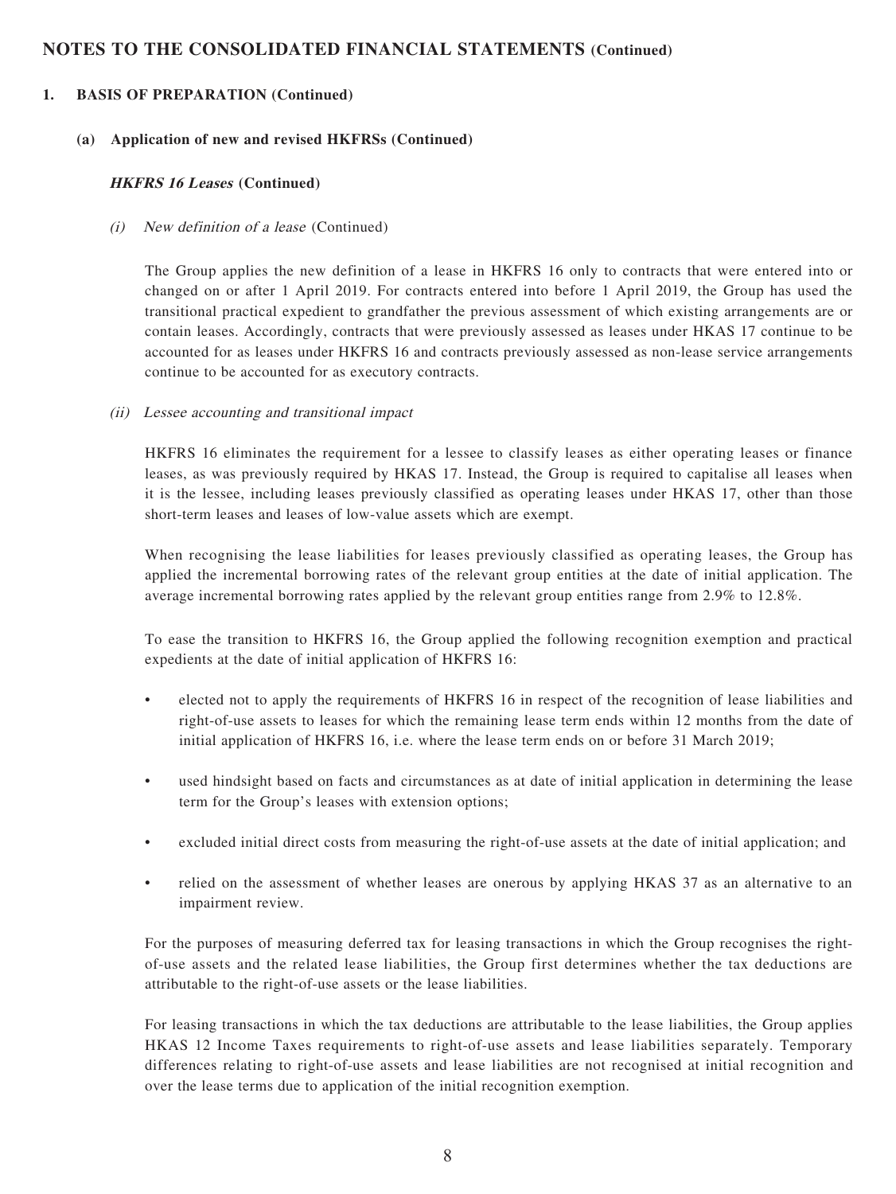## NOTES TO THE CONSOLIDATED FINANCIAL STATEMENTS (Continued)

### 1. BASIS OF PREPARATION (Continued)

#### (a) Application of new and revised HKFRSs (Continued)

##### *HKFRS 16 Leases* (Continued)

*(i) New definition of a lease* (Continued)

The Group applies the new definition of a lease in HKFRS 16 only to contracts that were entered into or changed on or after 1 April 2019. For contracts entered into before 1 April 2019, the Group has used the transitional practical expedient to grandfather the previous assessment of which existing arrangements are or contain leases. Accordingly, contracts that were previously assessed as leases under HKAS 17 continue to be accounted for as leases under HKFRS 16 and contracts previously assessed as non-lease service arrangements continue to be accounted for as executory contracts.

*(ii) Lessee accounting and transitional impact*

HKFRS 16 eliminates the requirement for a lessee to classify leases as either operating leases or finance leases, as was previously required by HKAS 17. Instead, the Group is required to capitalise all leases when it is the lessee, including leases previously classified as operating leases under HKAS 17, other than those short-term leases and leases of low-value assets which are exempt.

When recognising the lease liabilities for leases previously classified as operating leases, the Group has applied the incremental borrowing rates of the relevant group entities at the date of initial application. The average incremental borrowing rates applied by the relevant group entities range from 2.9% to 12.8%.

To ease the transition to HKFRS 16, the Group applied the following recognition exemption and practical expedients at the date of initial application of HKFRS 16:

- elected not to apply the requirements of HKFRS 16 in respect of the recognition of lease liabilities and right-of-use assets to leases for which the remaining lease term ends within 12 months from the date of initial application of HKFRS 16, i.e. where the lease term ends on or before 31 March 2019;
- used hindsight based on facts and circumstances as at date of initial application in determining the lease term for the Group's leases with extension options;
- excluded initial direct costs from measuring the right-of-use assets at the date of initial application; and
- relied on the assessment of whether leases are onerous by applying HKAS 37 as an alternative to an impairment review.

For the purposes of measuring deferred tax for leasing transactions in which the Group recognises the right-of-use assets and the related lease liabilities, the Group first determines whether the tax deductions are attributable to the right-of-use assets or the lease liabilities.

For leasing transactions in which the tax deductions are attributable to the lease liabilities, the Group applies HKAS 12 Income Taxes requirements to right-of-use assets and lease liabilities separately. Temporary differences relating to right-of-use assets and lease liabilities are not recognised at initial recognition and over the lease terms due to application of the initial recognition exemption.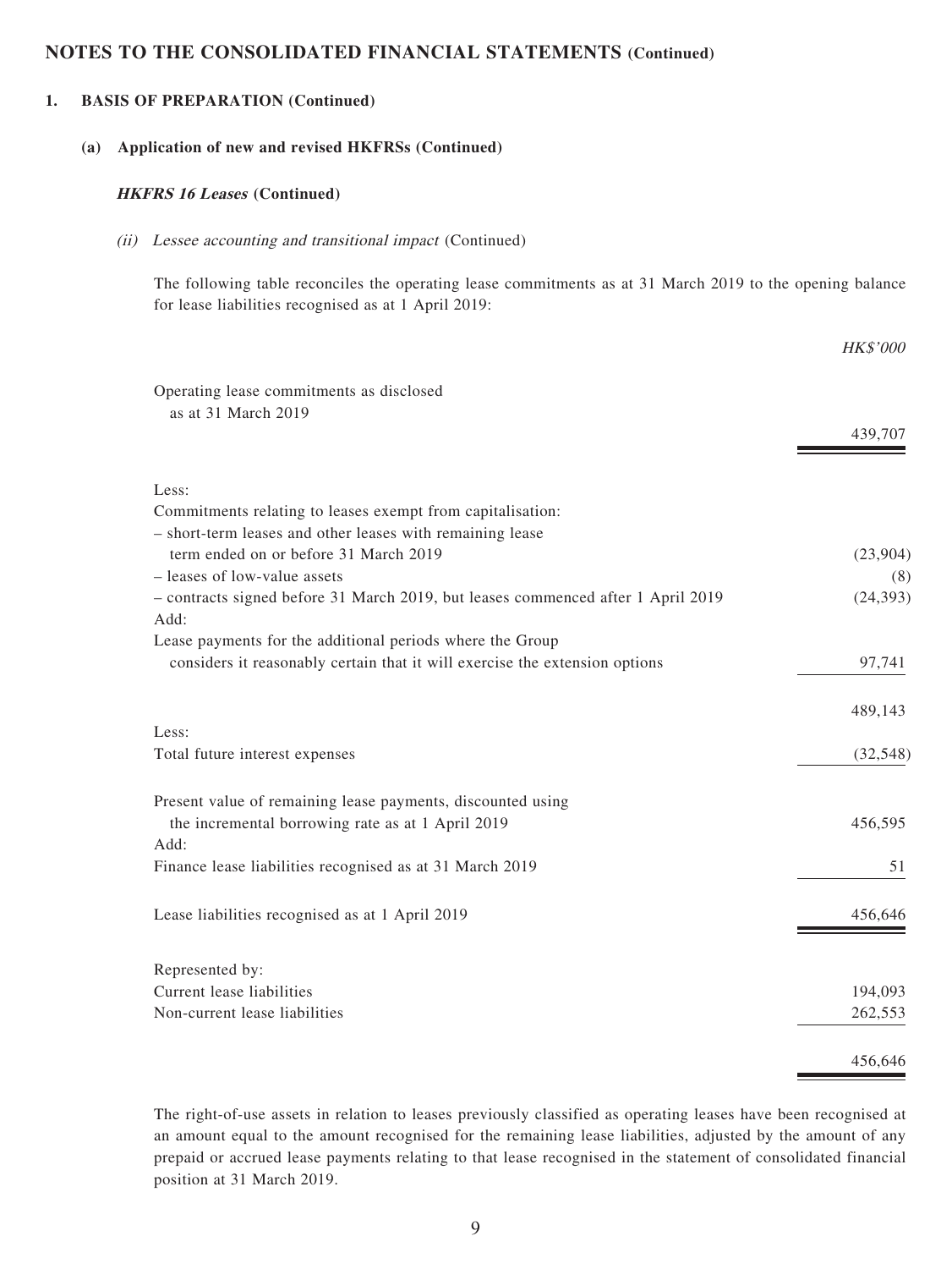## NOTES TO THE CONSOLIDATED FINANCIAL STATEMENTS (Continued)

### 1. BASIS OF PREPARATION (Continued)

#### (a) Application of new and revised HKFRSs (Continued)

***HKFRS 16 Leases*** **(Continued)**

*(ii) Lessee accounting and transitional impact* (Continued)

The following table reconciles the operating lease commitments as at 31 March 2019 to the opening balance for lease liabilities recognised as at 1 April 2019:

| | *HK$'000* |
|---|---|
| Operating lease commitments as disclosed as at 31 March 2019 | 439,707 |
| Less: | |
| Commitments relating to leases exempt from capitalisation: | |
| – short-term leases and other leases with remaining lease term ended on or before 31 March 2019 | (23,904) |
| – leases of low-value assets | (8) |
| – contracts signed before 31 March 2019, but leases commenced after 1 April 2019 | (24,393) |
| Add: | |
| Lease payments for the additional periods where the Group considers it reasonably certain that it will exercise the extension options | 97,741 |
| | 489,143 |
| Less: | |
| Total future interest expenses | (32,548) |
| Present value of remaining lease payments, discounted using the incremental borrowing rate as at 1 April 2019 | 456,595 |
| Add: | |
| Finance lease liabilities recognised as at 31 March 2019 | 51 |
| Lease liabilities recognised as at 1 April 2019 | 456,646 |
| Represented by: | |
| Current lease liabilities | 194,093 |
| Non-current lease liabilities | 262,553 |
| | 456,646 |

The right-of-use assets in relation to leases previously classified as operating leases have been recognised at an amount equal to the amount recognised for the remaining lease liabilities, adjusted by the amount of any prepaid or accrued lease payments relating to that lease recognised in the statement of consolidated financial position at 31 March 2019.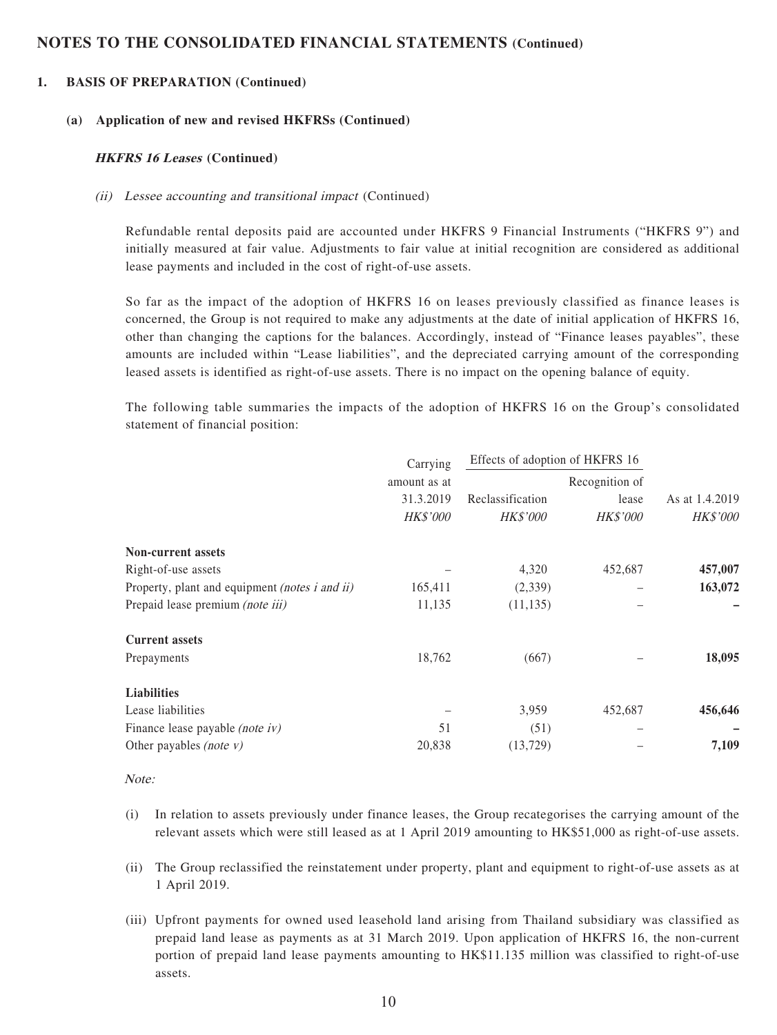## NOTES TO THE CONSOLIDATED FINANCIAL STATEMENTS (Continued)

### 1. BASIS OF PREPARATION (Continued)

#### (a) Application of new and revised HKFRSs (Continued)

***HKFRS 16 Leases*** **(Continued)**

*(ii) Lessee accounting and transitional impact* (Continued)

Refundable rental deposits paid are accounted under HKFRS 9 Financial Instruments ("HKFRS 9") and initially measured at fair value. Adjustments to fair value at initial recognition are considered as additional lease payments and included in the cost of right-of-use assets.

So far as the impact of the adoption of HKFRS 16 on leases previously classified as finance leases is concerned, the Group is not required to make any adjustments at the date of initial application of HKFRS 16, other than changing the captions for the balances. Accordingly, instead of "Finance leases payables", these amounts are included within "Lease liabilities", and the depreciated carrying amount of the corresponding leased assets is identified as right-of-use assets. There is no impact on the opening balance of equity.

The following table summaries the impacts of the adoption of HKFRS 16 on the Group's consolidated statement of financial position:

| | Carrying amount as at 31.3.2019 | Effects of adoption of HKFRS 16 | | As at 1.4.2019 |
|---|---|---|---|---|
| | | Reclassification | Recognition of lease | |
| | *HK$'000* | *HK$'000* | *HK$'000* | *HK$'000* |
| **Non-current assets** | | | | |
| Right-of-use assets | – | 4,320 | 452,687 | **457,007** |
| Property, plant and equipment *(notes i and ii)* | 165,411 | (2,339) | – | **163,072** |
| Prepaid lease premium *(note iii)* | 11,135 | (11,135) | – | **–** |
| **Current assets** | | | | |
| Prepayments | 18,762 | (667) | – | **18,095** |
| **Liabilities** | | | | |
| Lease liabilities | – | 3,959 | 452,687 | **456,646** |
| Finance lease payable *(note iv)* | 51 | (51) | – | **–** |
| Other payables *(note v)* | 20,838 | (13,729) | – | **7,109** |

*Note:*

(i) In relation to assets previously under finance leases, the Group recategorises the carrying amount of the relevant assets which were still leased as at 1 April 2019 amounting to HK$51,000 as right-of-use assets.

(ii) The Group reclassified the reinstatement under property, plant and equipment to right-of-use assets as at 1 April 2019.

(iii) Upfront payments for owned used leasehold land arising from Thailand subsidiary was classified as prepaid land lease as payments as at 31 March 2019. Upon application of HKFRS 16, the non-current portion of prepaid land lease payments amounting to HK$11.135 million was classified to right-of-use assets.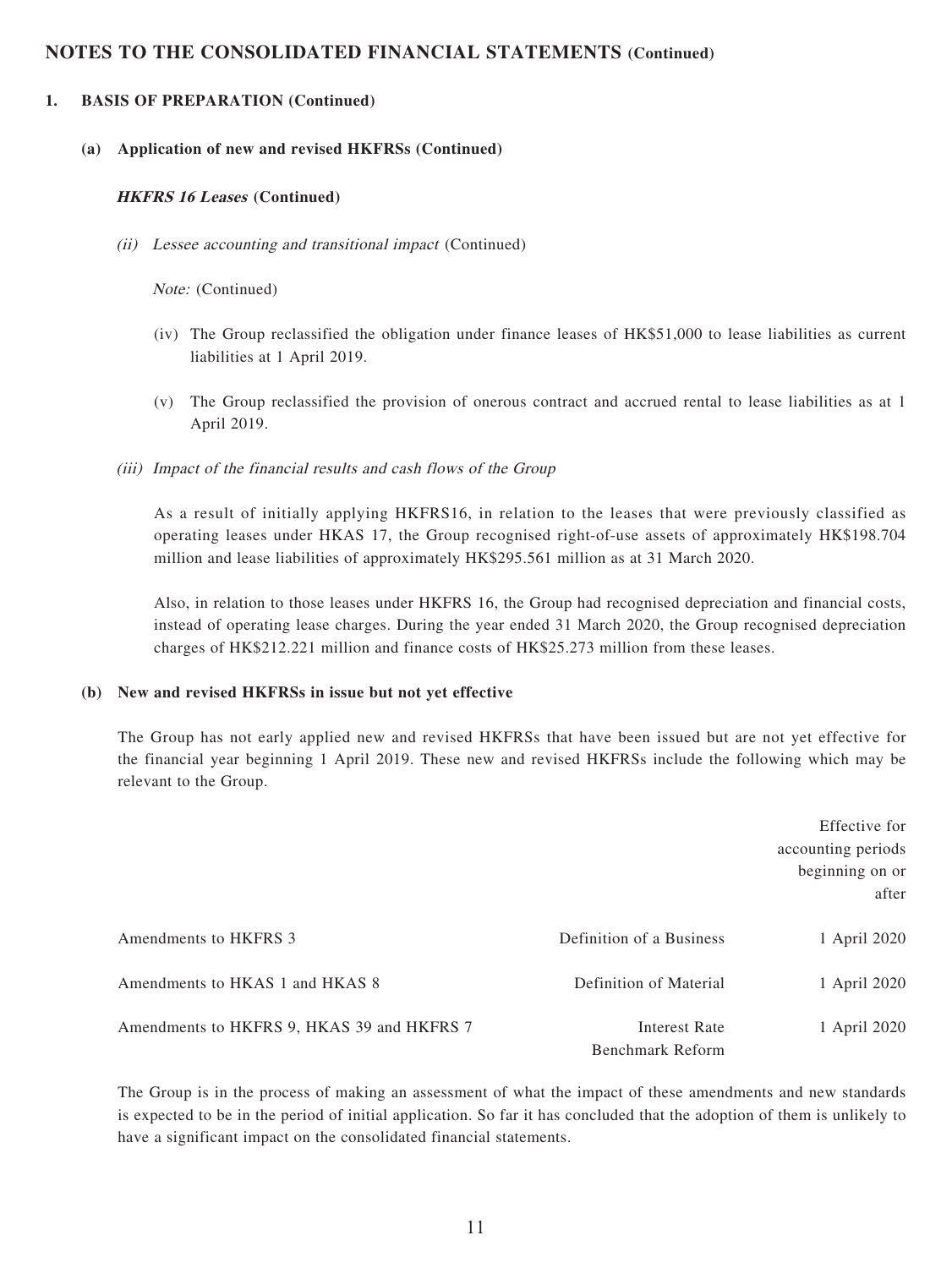## NOTES TO THE CONSOLIDATED FINANCIAL STATEMENTS (Continued)

### 1. BASIS OF PREPARATION (Continued)

#### (a) Application of new and revised HKFRSs (Continued)

***HKFRS 16 Leases* (Continued)**

*(ii) Lessee accounting and transitional impact* (Continued)

*Note:* (Continued)

(iv) The Group reclassified the obligation under finance leases of HK$51,000 to lease liabilities as current liabilities at 1 April 2019.

(v) The Group reclassified the provision of onerous contract and accrued rental to lease liabilities as at 1 April 2019.

*(iii) Impact of the financial results and cash flows of the Group*

As a result of initially applying HKFRS16, in relation to the leases that were previously classified as operating leases under HKAS 17, the Group recognised right-of-use assets of approximately HK$198.704 million and lease liabilities of approximately HK$295.561 million as at 31 March 2020.

Also, in relation to those leases under HKFRS 16, the Group had recognised depreciation and financial costs, instead of operating lease charges. During the year ended 31 March 2020, the Group recognised depreciation charges of HK$212.221 million and finance costs of HK$25.273 million from these leases.

#### (b) New and revised HKFRSs in issue but not yet effective

The Group has not early applied new and revised HKFRSs that have been issued but are not yet effective for the financial year beginning 1 April 2019. These new and revised HKFRSs include the following which may be relevant to the Group.

| | | Effective for accounting periods beginning on or after |
|---|---|---|
| Amendments to HKFRS 3 | Definition of a Business | 1 April 2020 |
| Amendments to HKAS 1 and HKAS 8 | Definition of Material | 1 April 2020 |
| Amendments to HKFRS 9, HKAS 39 and HKFRS 7 | Interest Rate Benchmark Reform | 1 April 2020 |

The Group is in the process of making an assessment of what the impact of these amendments and new standards is expected to be in the period of initial application. So far it has concluded that the adoption of them is unlikely to have a significant impact on the consolidated financial statements.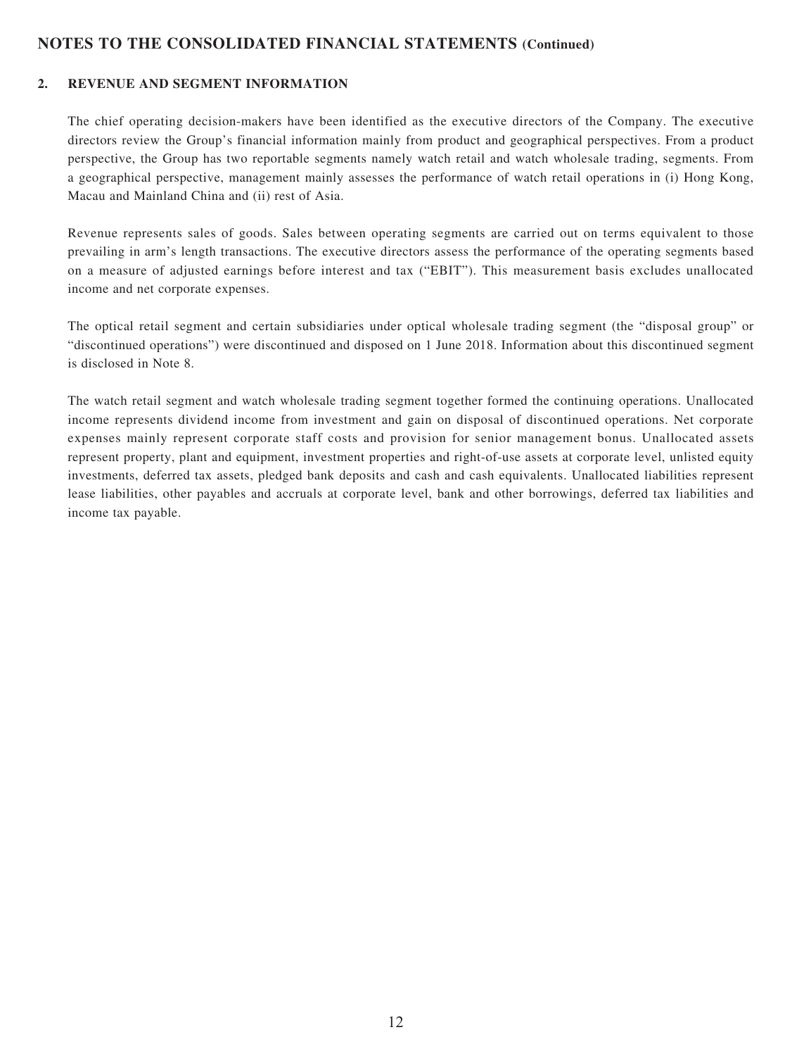## NOTES TO THE CONSOLIDATED FINANCIAL STATEMENTS (Continued)

### 2. REVENUE AND SEGMENT INFORMATION

The chief operating decision-makers have been identified as the executive directors of the Company. The executive directors review the Group's financial information mainly from product and geographical perspectives. From a product perspective, the Group has two reportable segments namely watch retail and watch wholesale trading, segments. From a geographical perspective, management mainly assesses the performance of watch retail operations in (i) Hong Kong, Macau and Mainland China and (ii) rest of Asia.

Revenue represents sales of goods. Sales between operating segments are carried out on terms equivalent to those prevailing in arm's length transactions. The executive directors assess the performance of the operating segments based on a measure of adjusted earnings before interest and tax ("EBIT"). This measurement basis excludes unallocated income and net corporate expenses.

The optical retail segment and certain subsidiaries under optical wholesale trading segment (the "disposal group" or "discontinued operations") were discontinued and disposed on 1 June 2018. Information about this discontinued segment is disclosed in Note 8.

The watch retail segment and watch wholesale trading segment together formed the continuing operations. Unallocated income represents dividend income from investment and gain on disposal of discontinued operations. Net corporate expenses mainly represent corporate staff costs and provision for senior management bonus. Unallocated assets represent property, plant and equipment, investment properties and right-of-use assets at corporate level, unlisted equity investments, deferred tax assets, pledged bank deposits and cash and cash equivalents. Unallocated liabilities represent lease liabilities, other payables and accruals at corporate level, bank and other borrowings, deferred tax liabilities and income tax payable.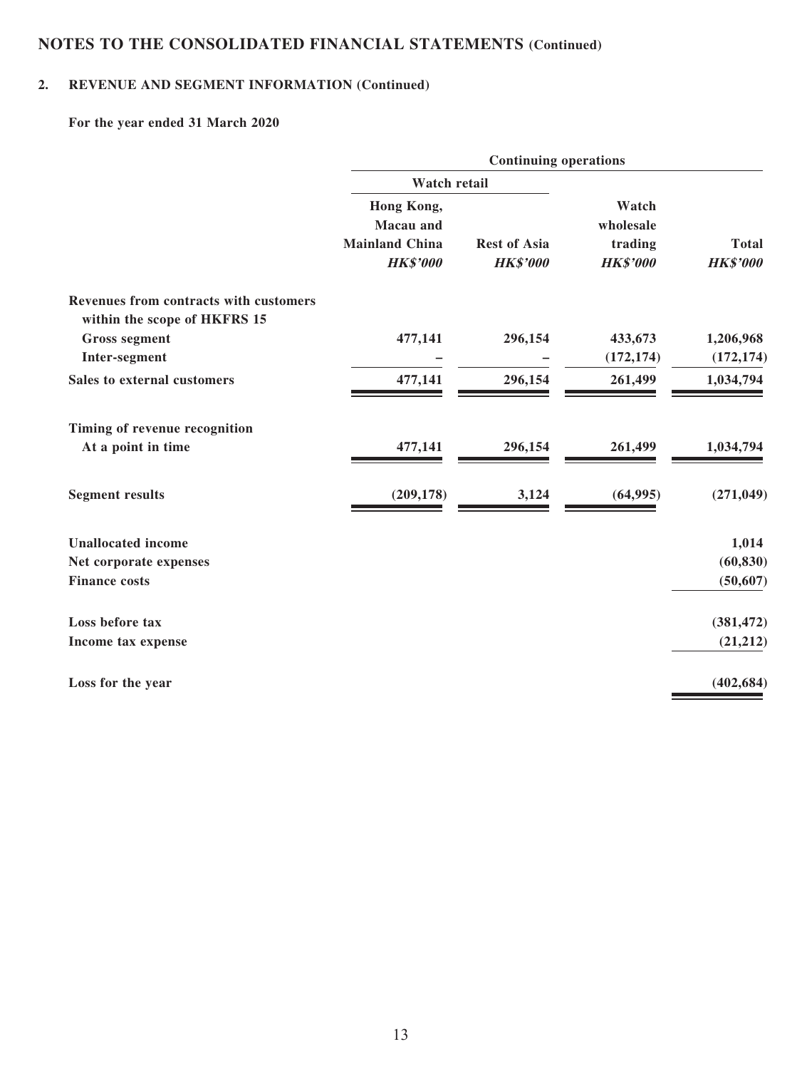# NOTES TO THE CONSOLIDATED FINANCIAL STATEMENTS (Continued)

## 2. REVENUE AND SEGMENT INFORMATION (Continued)

**For the year ended 31 March 2020**

| | Continuing operations | | | |
|---|---|---|---|---|
| | Watch retail | | | |
| | Hong Kong, Macau and Mainland China | Rest of Asia | Watch wholesale trading | Total |
| | *HK$'000* | *HK$'000* | *HK$'000* | *HK$'000* |
| **Revenues from contracts with customers within the scope of HKFRS 15** | | | | |
| Gross segment | 477,141 | 296,154 | 433,673 | 1,206,968 |
| Inter-segment | – | – | (172,174) | (172,174) |
| **Sales to external customers** | 477,141 | 296,154 | 261,499 | 1,034,794 |
| **Timing of revenue recognition** | | | | |
| At a point in time | 477,141 | 296,154 | 261,499 | 1,034,794 |
| **Segment results** | (209,178) | 3,124 | (64,995) | (271,049) |
| **Unallocated income** | | | | 1,014 |
| **Net corporate expenses** | | | | (60,830) |
| **Finance costs** | | | | (50,607) |
| **Loss before tax** | | | | (381,472) |
| **Income tax expense** | | | | (21,212) |
| **Loss for the year** | | | | (402,684) |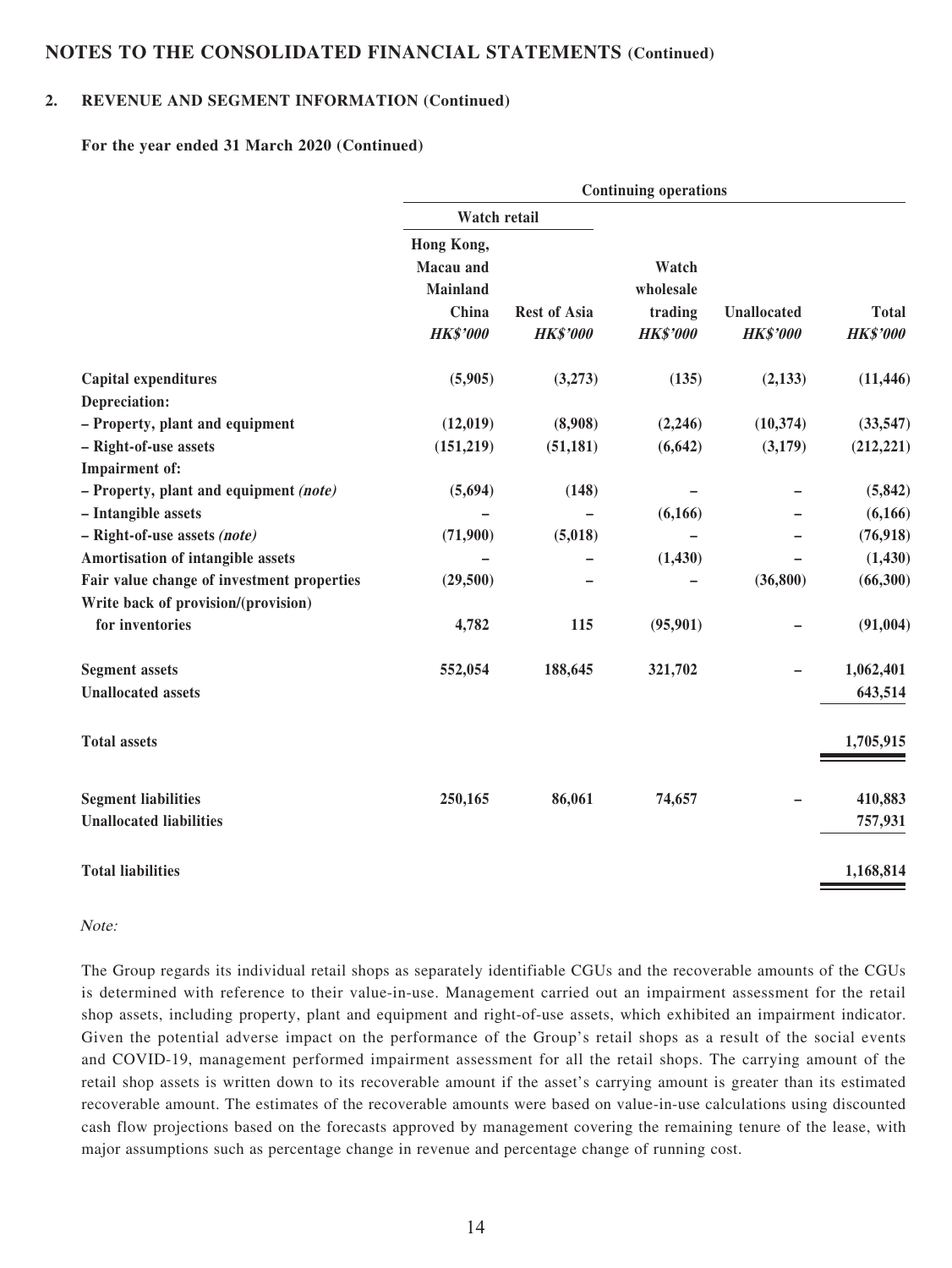## NOTES TO THE CONSOLIDATED FINANCIAL STATEMENTS (Continued)

### 2. REVENUE AND SEGMENT INFORMATION (Continued)

**For the year ended 31 March 2020 (Continued)**

| | Continuing operations | | | | |
|---|---|---|---|---|---|
| | Watch retail | | | | |
| | Hong Kong, Macau and Mainland China *HK$'000* | Rest of Asia *HK$'000* | Watch wholesale trading *HK$'000* | Unallocated *HK$'000* | Total *HK$'000* |
| **Capital expenditures** | (5,905) | (3,273) | (135) | (2,133) | (11,446) |
| **Depreciation:** | | | | | |
| **– Property, plant and equipment** | (12,019) | (8,908) | (2,246) | (10,374) | (33,547) |
| **– Right-of-use assets** | (151,219) | (51,181) | (6,642) | (3,179) | (212,221) |
| **Impairment of:** | | | | | |
| **– Property, plant and equipment *(note)*** | (5,694) | (148) | – | – | (5,842) |
| **– Intangible assets** | – | – | (6,166) | – | (6,166) |
| **– Right-of-use assets *(note)*** | (71,900) | (5,018) | – | – | (76,918) |
| **Amortisation of intangible assets** | – | – | (1,430) | – | (1,430) |
| **Fair value change of investment properties** | (29,500) | – | – | (36,800) | (66,300) |
| **Write back of provision/(provision) for inventories** | 4,782 | 115 | (95,901) | – | (91,004) |
| **Segment assets** | 552,054 | 188,645 | 321,702 | – | 1,062,401 |
| **Unallocated assets** | | | | | 643,514 |
| **Total assets** | | | | | 1,705,915 |
| **Segment liabilities** | 250,165 | 86,061 | 74,657 | – | 410,883 |
| **Unallocated liabilities** | | | | | 757,931 |
| **Total liabilities** | | | | | 1,168,814 |

*Note:*

The Group regards its individual retail shops as separately identifiable CGUs and the recoverable amounts of the CGUs is determined with reference to their value-in-use. Management carried out an impairment assessment for the retail shop assets, including property, plant and equipment and right-of-use assets, which exhibited an impairment indicator. Given the potential adverse impact on the performance of the Group's retail shops as a result of the social events and COVID-19, management performed impairment assessment for all the retail shops. The carrying amount of the retail shop assets is written down to its recoverable amount if the asset's carrying amount is greater than its estimated recoverable amount. The estimates of the recoverable amounts were based on value-in-use calculations using discounted cash flow projections based on the forecasts approved by management covering the remaining tenure of the lease, with major assumptions such as percentage change in revenue and percentage change of running cost.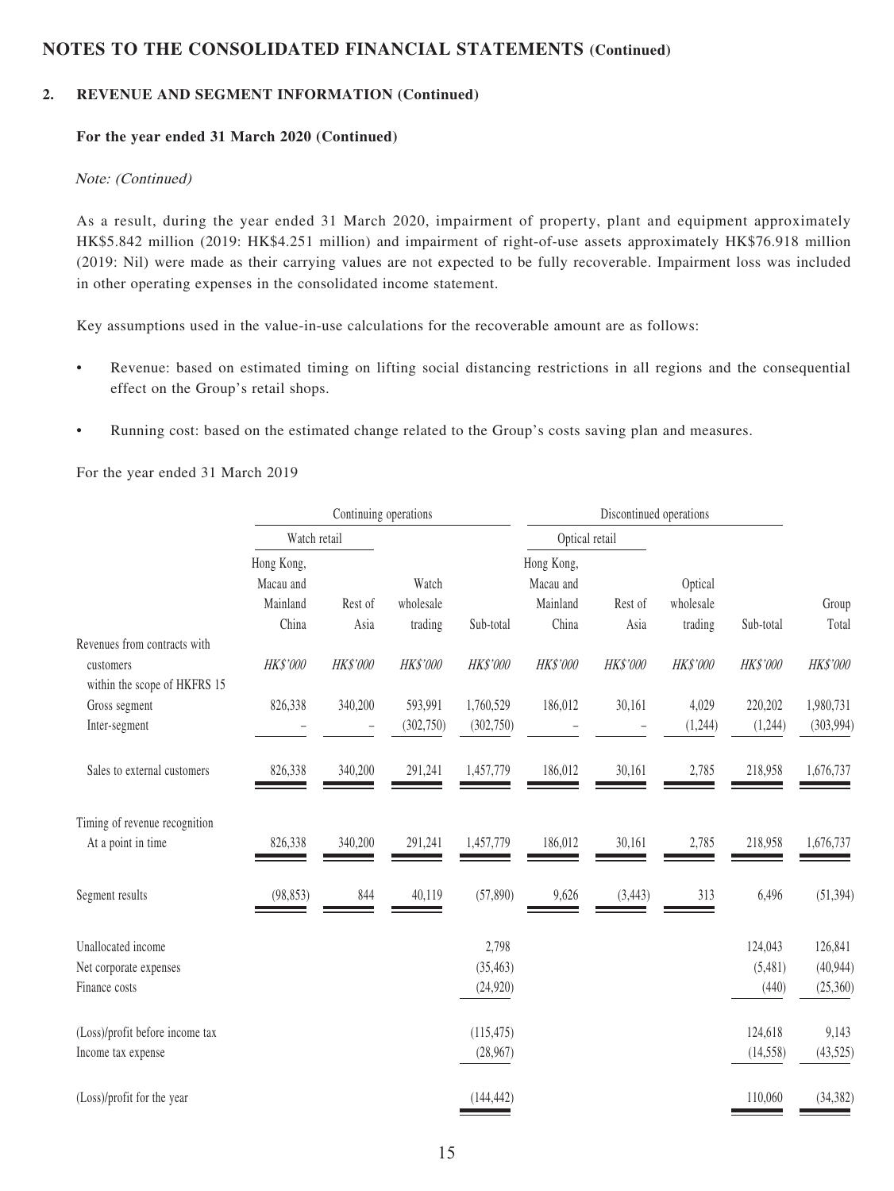## NOTES TO THE CONSOLIDATED FINANCIAL STATEMENTS (Continued)

### 2. REVENUE AND SEGMENT INFORMATION (Continued)

#### For the year ended 31 March 2020 (Continued)

*Note: (Continued)*

As a result, during the year ended 31 March 2020, impairment of property, plant and equipment approximately HK$5.842 million (2019: HK$4.251 million) and impairment of right-of-use assets approximately HK$76.918 million (2019: Nil) were made as their carrying values are not expected to be fully recoverable. Impairment loss was included in other operating expenses in the consolidated income statement.

Key assumptions used in the value-in-use calculations for the recoverable amount are as follows:

- Revenue: based on estimated timing on lifting social distancing restrictions in all regions and the consequential effect on the Group's retail shops.
- Running cost: based on the estimated change related to the Group's costs saving plan and measures.

For the year ended 31 March 2019

| | Continuing operations | | | | Discontinued operations | | | | |
|---|---|---|---|---|---|---|---|---|---|
| | Watch retail | | | | Optical retail | | | | |
| | Hong Kong, Macau and Mainland China | Rest of Asia | Watch wholesale trading | Sub-total | Hong Kong, Macau and Mainland China | Rest of Asia | Optical wholesale trading | Sub-total | Group Total |
| Revenues from contracts with customers within the scope of HKFRS 15 | *HK$'000* | *HK$'000* | *HK$'000* | *HK$'000* | *HK$'000* | *HK$'000* | *HK$'000* | *HK$'000* | *HK$'000* |
| Gross segment | 826,338 | 340,200 | 593,991 | 1,760,529 | 186,012 | 30,161 | 4,029 | 220,202 | 1,980,731 |
| Inter-segment | – | – | (302,750) | (302,750) | – | – | (1,244) | (1,244) | (303,994) |
| Sales to external customers | 826,338 | 340,200 | 291,241 | 1,457,779 | 186,012 | 30,161 | 2,785 | 218,958 | 1,676,737 |
| Timing of revenue recognition | | | | | | | | | |
| At a point in time | 826,338 | 340,200 | 291,241 | 1,457,779 | 186,012 | 30,161 | 2,785 | 218,958 | 1,676,737 |
| Segment results | (98,853) | 844 | 40,119 | (57,890) | 9,626 | (3,443) | 313 | 6,496 | (51,394) |
| Unallocated income | | | | 2,798 | | | | 124,043 | 126,841 |
| Net corporate expenses | | | | (35,463) | | | | (5,481) | (40,944) |
| Finance costs | | | | (24,920) | | | | (440) | (25,360) |
| (Loss)/profit before income tax | | | | (115,475) | | | | 124,618 | 9,143 |
| Income tax expense | | | | (28,967) | | | | (14,558) | (43,525) |
| (Loss)/profit for the year | | | | (144,442) | | | | 110,060 | (34,382) |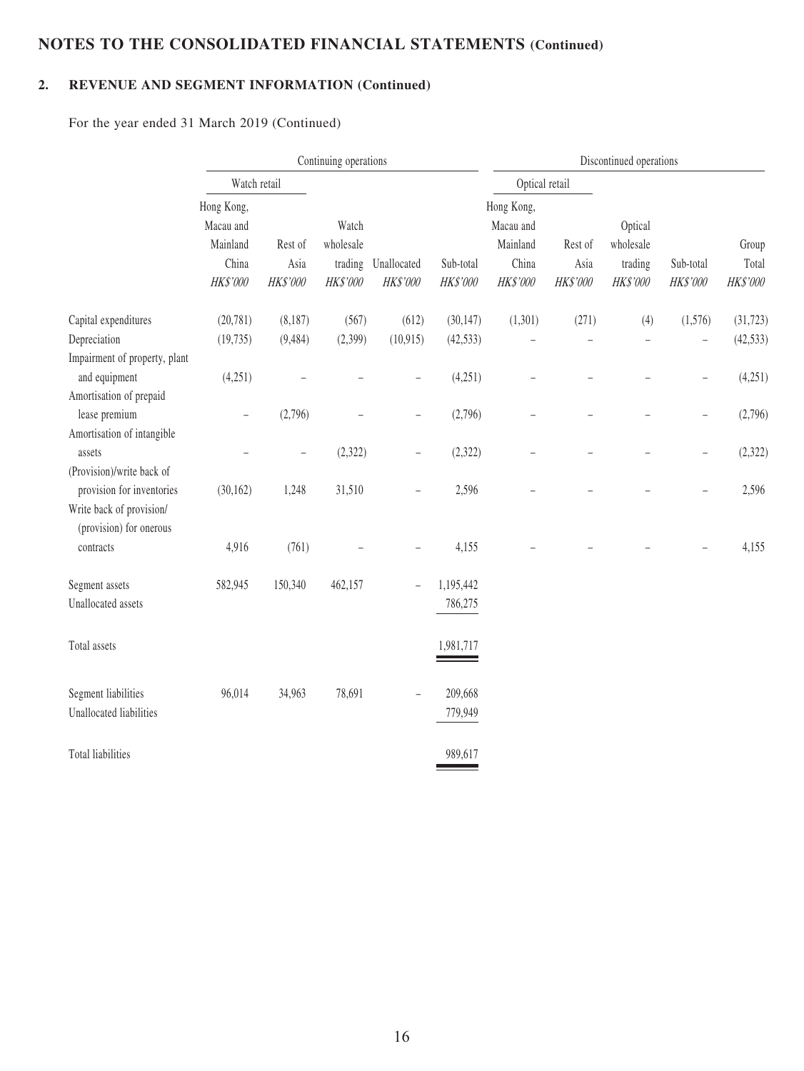## NOTES TO THE CONSOLIDATED FINANCIAL STATEMENTS (Continued)

### 2. REVENUE AND SEGMENT INFORMATION (Continued)

For the year ended 31 March 2019 (Continued)

| | Continuing operations | | | | | Discontinued operations | | | | |
|---|---|---|---|---|---|---|---|---|---|---|
| | Watch retail | | | | | Optical retail | | | | |
| | Hong Kong, Macau and Mainland China | Rest of Asia | Watch wholesale trading | Unallocated | Sub-total | Hong Kong, Macau and Mainland China | Rest of Asia | Optical wholesale trading | Sub-total | Group Total |
| | *HK$'000* | *HK$'000* | *HK$'000* | *HK$'000* | *HK$'000* | *HK$'000* | *HK$'000* | *HK$'000* | *HK$'000* | *HK$'000* |
| Capital expenditures | (20,781) | (8,187) | (567) | (612) | (30,147) | (1,301) | (271) | (4) | (1,576) | (31,723) |
| Depreciation | (19,735) | (9,484) | (2,399) | (10,915) | (42,533) | – | – | – | – | (42,533) |
| Impairment of property, plant and equipment | (4,251) | – | – | – | (4,251) | – | – | – | – | (4,251) |
| Amortisation of prepaid lease premium | – | (2,796) | – | – | (2,796) | – | – | – | – | (2,796) |
| Amortisation of intangible assets | – | – | (2,322) | – | (2,322) | – | – | – | – | (2,322) |
| (Provision)/write back of provision for inventories | (30,162) | 1,248 | 31,510 | – | 2,596 | – | – | – | – | 2,596 |
| Write back of provision/ (provision) for onerous contracts | 4,916 | (761) | – | – | 4,155 | – | – | – | – | 4,155 |
| Segment assets | 582,945 | 150,340 | 462,157 | – | 1,195,442 | | | | | |
| Unallocated assets | | | | | 786,275 | | | | | |
| Total assets | | | | | 1,981,717 | | | | | |
| Segment liabilities | 96,014 | 34,963 | 78,691 | – | 209,668 | | | | | |
| Unallocated liabilities | | | | | 779,949 | | | | | |
| Total liabilities | | | | | 989,617 | | | | | |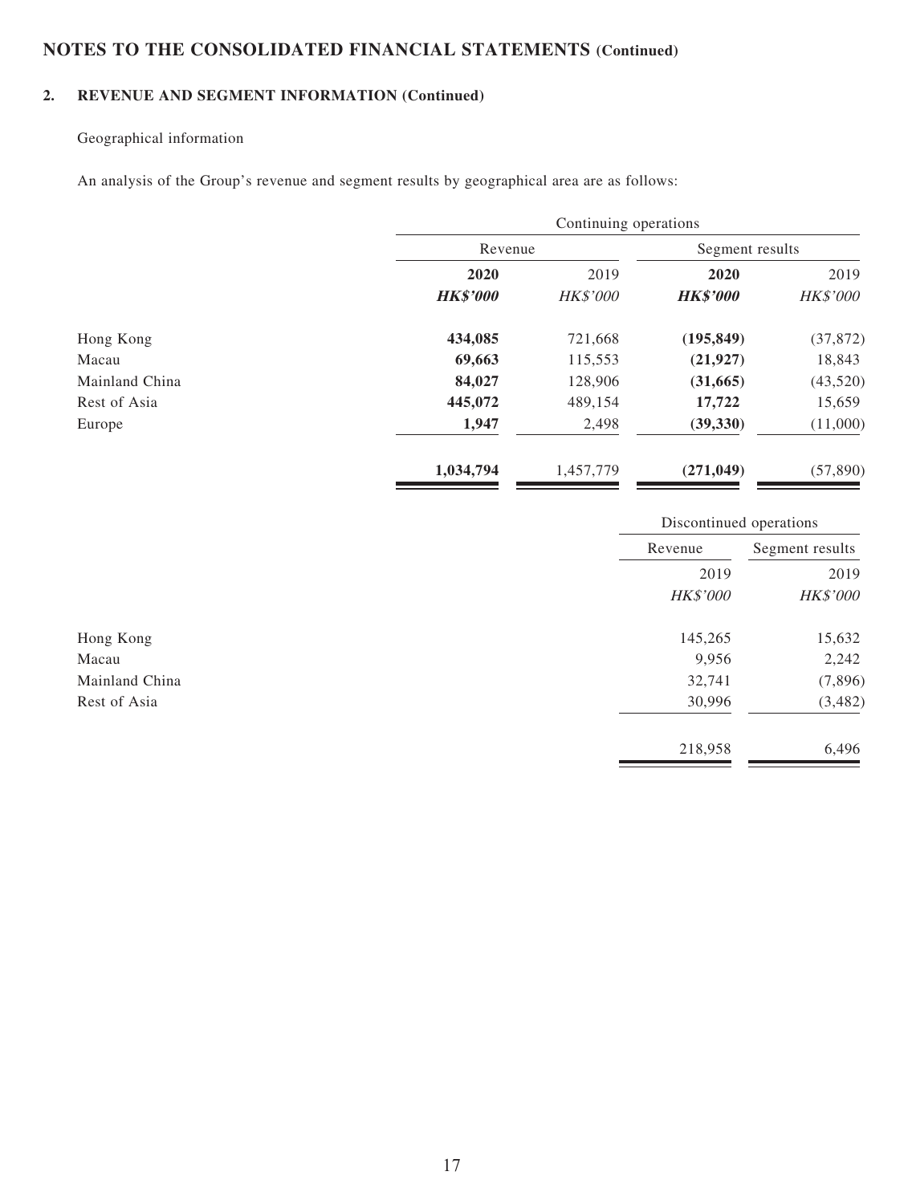# NOTES TO THE CONSOLIDATED FINANCIAL STATEMENTS (Continued)

## 2. REVENUE AND SEGMENT INFORMATION (Continued)

Geographical information

An analysis of the Group's revenue and segment results by geographical area are as follows:

| | Continuing operations | | | |
|---|---|---|---|---|
| | Revenue | | Segment results | |
| | **2020** | 2019 | **2020** | 2019 |
| | ***HK$'000*** | *HK$'000* | ***HK$'000*** | *HK$'000* |
| Hong Kong | **434,085** | 721,668 | **(195,849)** | (37,872) |
| Macau | **69,663** | 115,553 | **(21,927)** | 18,843 |
| Mainland China | **84,027** | 128,906 | **(31,665)** | (43,520) |
| Rest of Asia | **445,072** | 489,154 | **17,722** | 15,659 |
| Europe | **1,947** | 2,498 | **(39,330)** | (11,000) |
| | **1,034,794** | 1,457,779 | **(271,049)** | (57,890) |

| | Discontinued operations | |
|---|---|---|
| | Revenue | Segment results |
| | 2019 | 2019 |
| | *HK$'000* | *HK$'000* |
| Hong Kong | 145,265 | 15,632 |
| Macau | 9,956 | 2,242 |
| Mainland China | 32,741 | (7,896) |
| Rest of Asia | 30,996 | (3,482) |
| | 218,958 | 6,496 |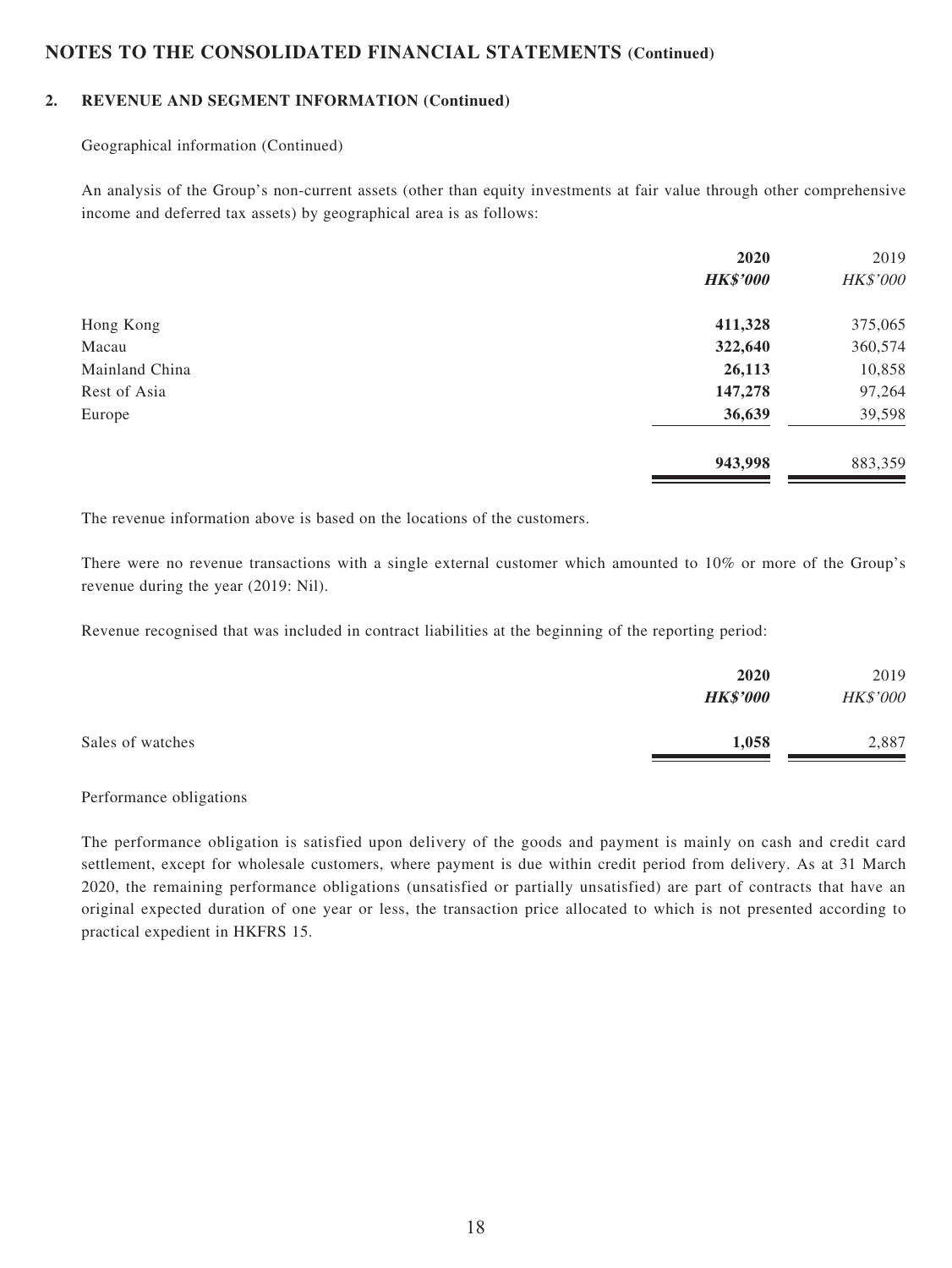## NOTES TO THE CONSOLIDATED FINANCIAL STATEMENTS (Continued)

### 2. REVENUE AND SEGMENT INFORMATION (Continued)

Geographical information (Continued)

An analysis of the Group's non-current assets (other than equity investments at fair value through other comprehensive income and deferred tax assets) by geographical area is as follows:

| | **2020** | 2019 |
|---|---|---|
| | ***HK$'000*** | *HK$'000* |
| Hong Kong | **411,328** | 375,065 |
| Macau | **322,640** | 360,574 |
| Mainland China | **26,113** | 10,858 |
| Rest of Asia | **147,278** | 97,264 |
| Europe | **36,639** | 39,598 |
| | **943,998** | 883,359 |

The revenue information above is based on the locations of the customers.

There were no revenue transactions with a single external customer which amounted to 10% or more of the Group's revenue during the year (2019: Nil).

Revenue recognised that was included in contract liabilities at the beginning of the reporting period:

| | **2020** | 2019 |
|---|---|---|
| | ***HK$'000*** | *HK$'000* |
| Sales of watches | **1,058** | 2,887 |

Performance obligations

The performance obligation is satisfied upon delivery of the goods and payment is mainly on cash and credit card settlement, except for wholesale customers, where payment is due within credit period from delivery. As at 31 March 2020, the remaining performance obligations (unsatisfied or partially unsatisfied) are part of contracts that have an original expected duration of one year or less, the transaction price allocated to which is not presented according to practical expedient in HKFRS 15.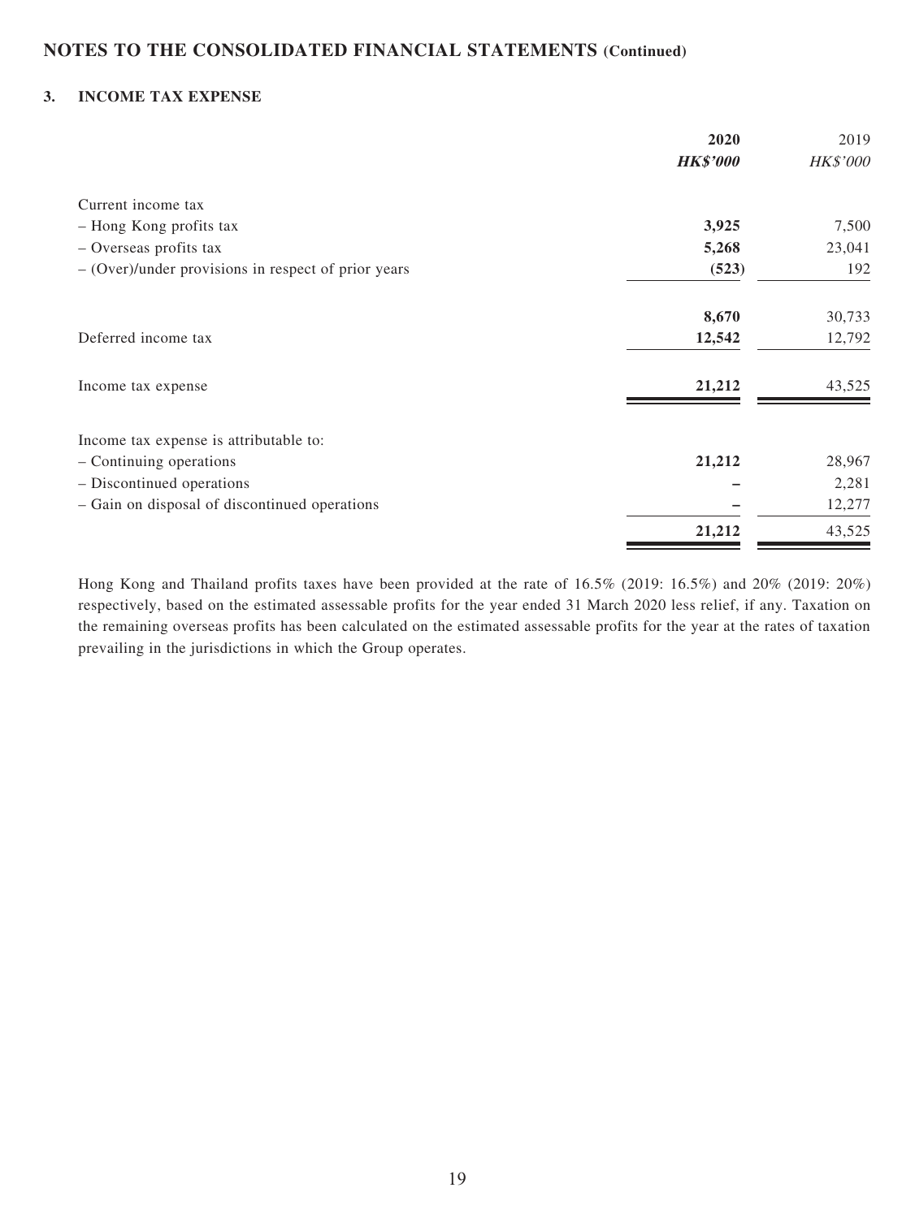## NOTES TO THE CONSOLIDATED FINANCIAL STATEMENTS (Continued)

### 3. INCOME TAX EXPENSE

| | **2020** | 2019 |
|---|---|---|
| | ***HK$'000*** | *HK$'000* |
| Current income tax | | |
| – Hong Kong profits tax | **3,925** | 7,500 |
| – Overseas profits tax | **5,268** | 23,041 |
| – (Over)/under provisions in respect of prior years | **(523)** | 192 |
| | **8,670** | 30,733 |
| Deferred income tax | **12,542** | 12,792 |
| Income tax expense | **21,212** | 43,525 |
| Income tax expense is attributable to: | | |
| – Continuing operations | **21,212** | 28,967 |
| – Discontinued operations | **–** | 2,281 |
| – Gain on disposal of discontinued operations | **–** | 12,277 |
| | **21,212** | 43,525 |

Hong Kong and Thailand profits taxes have been provided at the rate of 16.5% (2019: 16.5%) and 20% (2019: 20%) respectively, based on the estimated assessable profits for the year ended 31 March 2020 less relief, if any. Taxation on the remaining overseas profits has been calculated on the estimated assessable profits for the year at the rates of taxation prevailing in the jurisdictions in which the Group operates.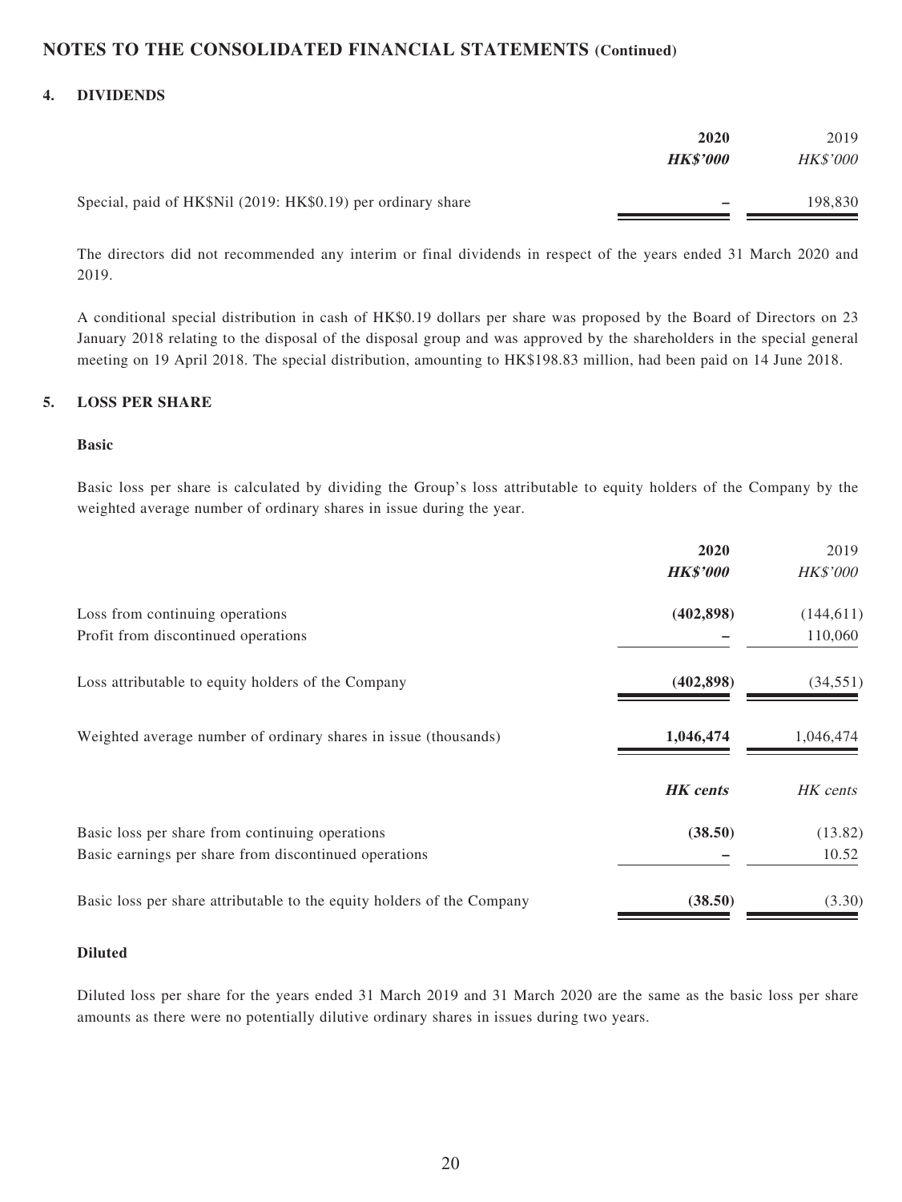## NOTES TO THE CONSOLIDATED FINANCIAL STATEMENTS (Continued)

### 4. DIVIDENDS

| | 2020 | 2019 |
|---|---|---|
| | ***HK$'000*** | *HK$'000* |
| Special, paid of HK$Nil (2019: HK$0.19) per ordinary share | **–** | 198,830 |

The directors did not recommended any interim or final dividends in respect of the years ended 31 March 2020 and 2019.

A conditional special distribution in cash of HK$0.19 dollars per share was proposed by the Board of Directors on 23 January 2018 relating to the disposal of the disposal group and was approved by the shareholders in the special general meeting on 19 April 2018. The special distribution, amounting to HK$198.83 million, had been paid on 14 June 2018.

### 5. LOSS PER SHARE

**Basic**

Basic loss per share is calculated by dividing the Group's loss attributable to equity holders of the Company by the weighted average number of ordinary shares in issue during the year.

| | 2020 | 2019 |
|---|---|---|
| | ***HK$'000*** | *HK$'000* |
| Loss from continuing operations | **(402,898)** | (144,611) |
| Profit from discontinued operations | **–** | 110,060 |
| Loss attributable to equity holders of the Company | **(402,898)** | (34,551) |
| Weighted average number of ordinary shares in issue (thousands) | **1,046,474** | 1,046,474 |
| | ***HK cents*** | *HK cents* |
| Basic loss per share from continuing operations | **(38.50)** | (13.82) |
| Basic earnings per share from discontinued operations | **–** | 10.52 |
| Basic loss per share attributable to the equity holders of the Company | **(38.50)** | (3.30) |

**Diluted**

Diluted loss per share for the years ended 31 March 2019 and 31 March 2020 are the same as the basic loss per share amounts as there were no potentially dilutive ordinary shares in issues during two years.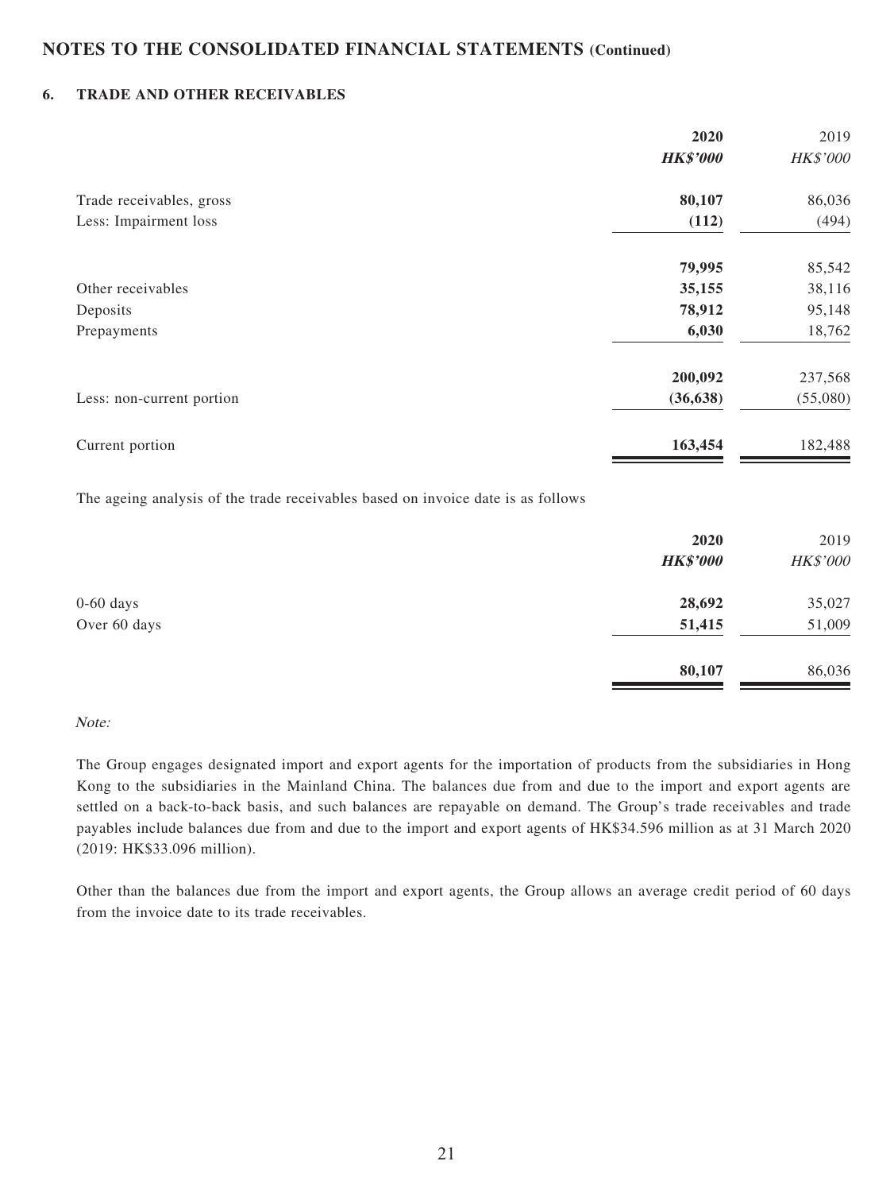## NOTES TO THE CONSOLIDATED FINANCIAL STATEMENTS (Continued)

### 6. TRADE AND OTHER RECEIVABLES

| | 2020 | 2019 |
|---|---|---|
| | *HK$'000* | *HK$'000* |
| Trade receivables, gross | **80,107** | 86,036 |
| Less: Impairment loss | **(112)** | (494) |
| | **79,995** | 85,542 |
| Other receivables | **35,155** | 38,116 |
| Deposits | **78,912** | 95,148 |
| Prepayments | **6,030** | 18,762 |
| | **200,092** | 237,568 |
| Less: non-current portion | **(36,638)** | (55,080) |
| Current portion | **163,454** | 182,488 |

The ageing analysis of the trade receivables based on invoice date is as follows

| | 2020 | 2019 |
|---|---|---|
| | *HK$'000* | *HK$'000* |
| 0-60 days | **28,692** | 35,027 |
| Over 60 days | **51,415** | 51,009 |
| | **80,107** | 86,036 |

*Note:*

The Group engages designated import and export agents for the importation of products from the subsidiaries in Hong Kong to the subsidiaries in the Mainland China. The balances due from and due to the import and export agents are settled on a back-to-back basis, and such balances are repayable on demand. The Group's trade receivables and trade payables include balances due from and due to the import and export agents of HK$34.596 million as at 31 March 2020 (2019: HK$33.096 million).

Other than the balances due from the import and export agents, the Group allows an average credit period of 60 days from the invoice date to its trade receivables.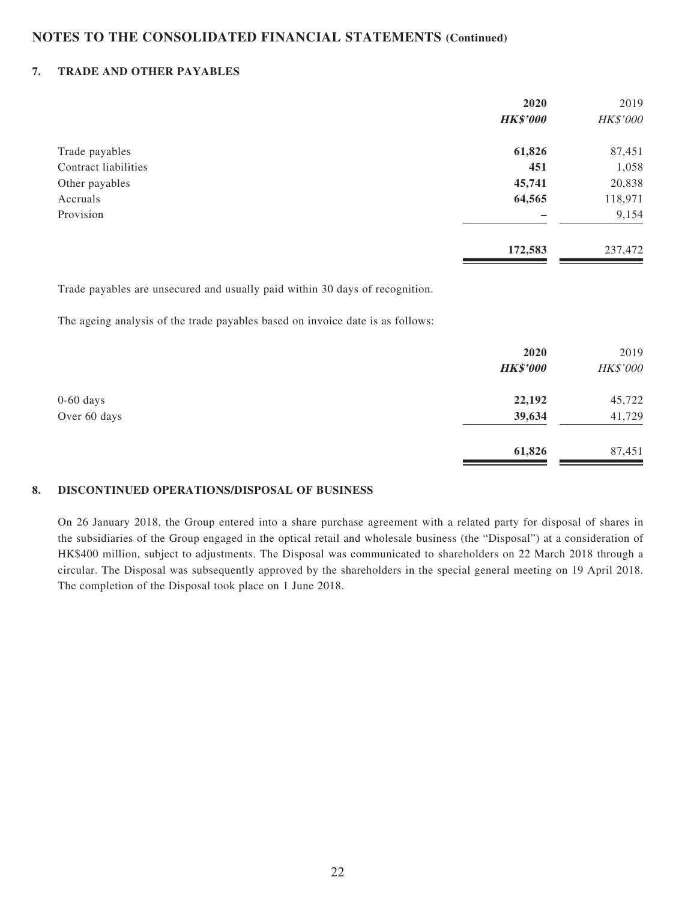## NOTES TO THE CONSOLIDATED FINANCIAL STATEMENTS (Continued)

### 7. TRADE AND OTHER PAYABLES

| | **2020** | 2019 |
|---|---|---|
| | ***HK$'000*** | *HK$'000* |
| Trade payables | **61,826** | 87,451 |
| Contract liabilities | **451** | 1,058 |
| Other payables | **45,741** | 20,838 |
| Accruals | **64,565** | 118,971 |
| Provision | **–** | 9,154 |
| | **172,583** | 237,472 |

Trade payables are unsecured and usually paid within 30 days of recognition.

The ageing analysis of the trade payables based on invoice date is as follows:

| | **2020** | 2019 |
|---|---|---|
| | ***HK$'000*** | *HK$'000* |
| 0-60 days | **22,192** | 45,722 |
| Over 60 days | **39,634** | 41,729 |
| | **61,826** | 87,451 |

### 8. DISCONTINUED OPERATIONS/DISPOSAL OF BUSINESS

On 26 January 2018, the Group entered into a share purchase agreement with a related party for disposal of shares in the subsidiaries of the Group engaged in the optical retail and wholesale business (the "Disposal") at a consideration of HK$400 million, subject to adjustments. The Disposal was communicated to shareholders on 22 March 2018 through a circular. The Disposal was subsequently approved by the shareholders in the special general meeting on 19 April 2018. The completion of the Disposal took place on 1 June 2018.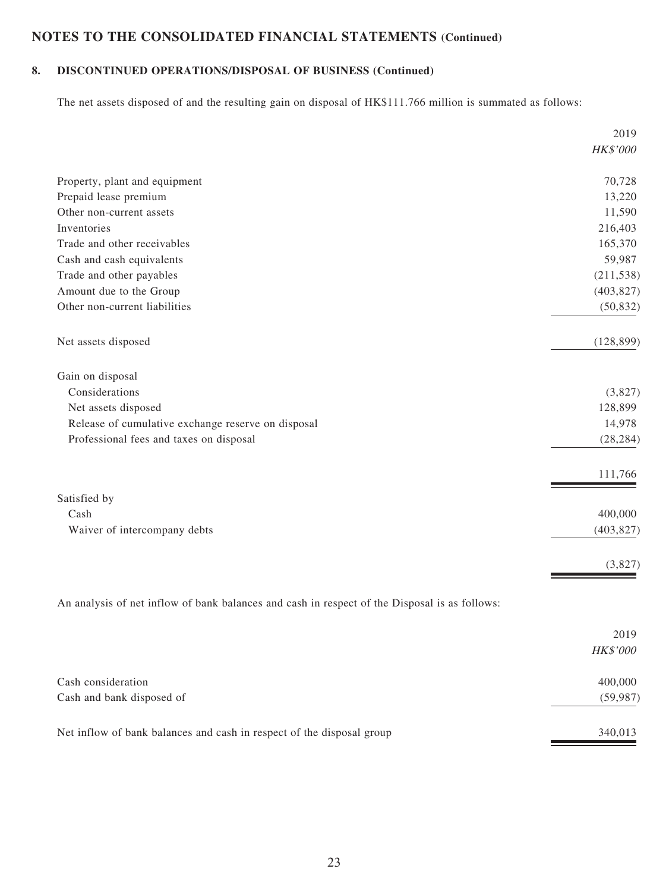## NOTES TO THE CONSOLIDATED FINANCIAL STATEMENTS (Continued)

### 8. DISCONTINUED OPERATIONS/DISPOSAL OF BUSINESS (Continued)

The net assets disposed of and the resulting gain on disposal of HK$111.766 million is summated as follows:

| | 2019 |
|---|---|
| | *HK$'000* |
| Property, plant and equipment | 70,728 |
| Prepaid lease premium | 13,220 |
| Other non-current assets | 11,590 |
| Inventories | 216,403 |
| Trade and other receivables | 165,370 |
| Cash and cash equivalents | 59,987 |
| Trade and other payables | (211,538) |
| Amount due to the Group | (403,827) |
| Other non-current liabilities | (50,832) |
| Net assets disposed | (128,899) |
| Gain on disposal | |
| Considerations | (3,827) |
| Net assets disposed | 128,899 |
| Release of cumulative exchange reserve on disposal | 14,978 |
| Professional fees and taxes on disposal | (28,284) |
| | 111,766 |
| Satisfied by | |
| Cash | 400,000 |
| Waiver of intercompany debts | (403,827) |
| | (3,827) |

An analysis of net inflow of bank balances and cash in respect of the Disposal is as follows:

| | 2019 |
|---|---|
| | *HK$'000* |
| Cash consideration | 400,000 |
| Cash and bank disposed of | (59,987) |
| Net inflow of bank balances and cash in respect of the disposal group | 340,013 |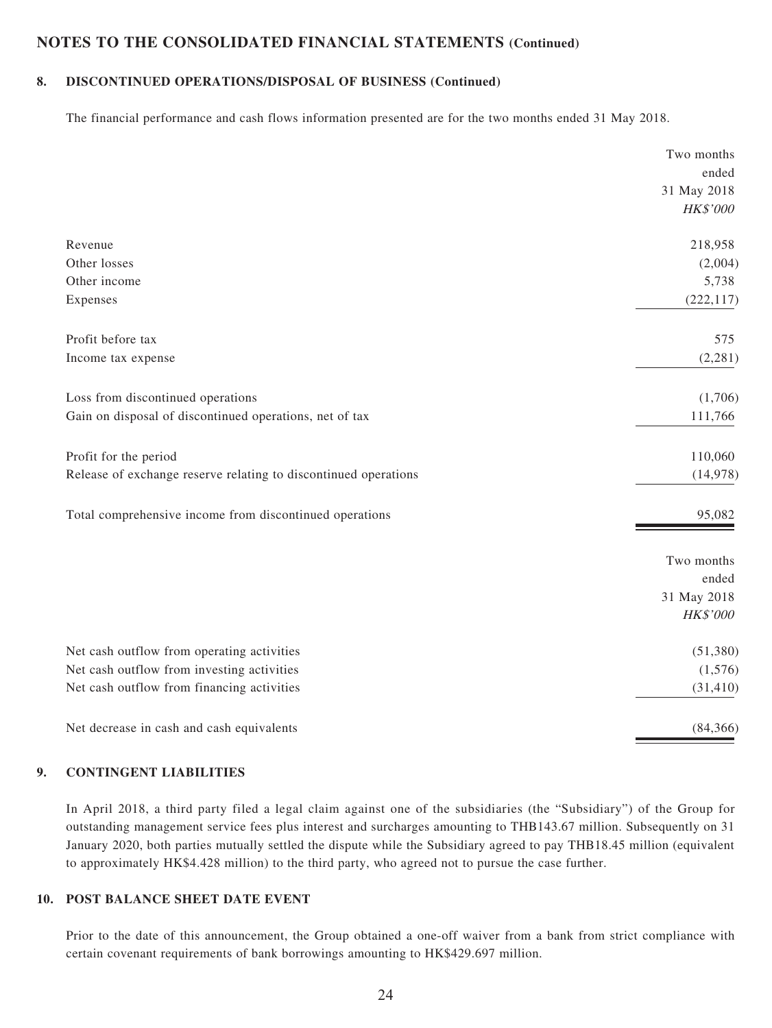## NOTES TO THE CONSOLIDATED FINANCIAL STATEMENTS (Continued)

### 8. DISCONTINUED OPERATIONS/DISPOSAL OF BUSINESS (Continued)

The financial performance and cash flows information presented are for the two months ended 31 May 2018.

| | Two months ended 31 May 2018 *HK$'000* |
|---|---|
| Revenue | 218,958 |
| Other losses | (2,004) |
| Other income | 5,738 |
| Expenses | (222,117) |
| Profit before tax | 575 |
| Income tax expense | (2,281) |
| Loss from discontinued operations | (1,706) |
| Gain on disposal of discontinued operations, net of tax | 111,766 |
| Profit for the period | 110,060 |
| Release of exchange reserve relating to discontinued operations | (14,978) |
| Total comprehensive income from discontinued operations | 95,082 |

| | Two months ended 31 May 2018 *HK$'000* |
|---|---|
| Net cash outflow from operating activities | (51,380) |
| Net cash outflow from investing activities | (1,576) |
| Net cash outflow from financing activities | (31,410) |
| Net decrease in cash and cash equivalents | (84,366) |

### 9. CONTINGENT LIABILITIES

In April 2018, a third party filed a legal claim against one of the subsidiaries (the "Subsidiary") of the Group for outstanding management service fees plus interest and surcharges amounting to THB143.67 million. Subsequently on 31 January 2020, both parties mutually settled the dispute while the Subsidiary agreed to pay THB18.45 million (equivalent to approximately HK$4.428 million) to the third party, who agreed not to pursue the case further.

### 10. POST BALANCE SHEET DATE EVENT

Prior to the date of this announcement, the Group obtained a one-off waiver from a bank from strict compliance with certain covenant requirements of bank borrowings amounting to HK$429.697 million.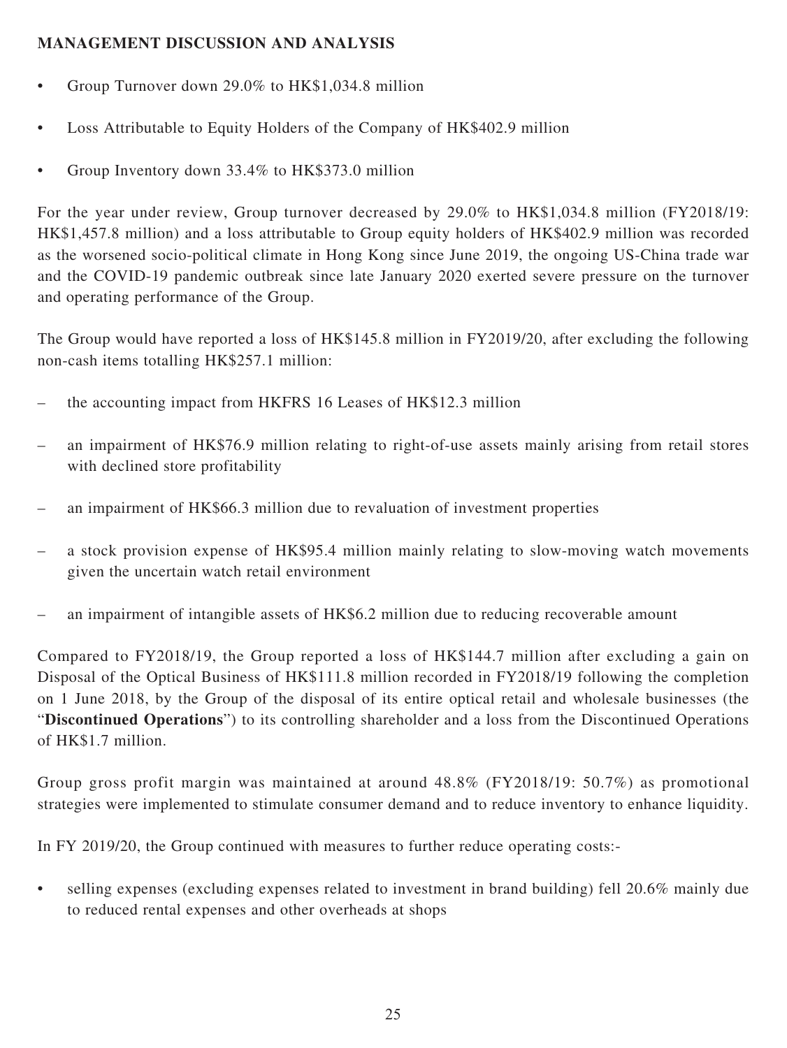**MANAGEMENT DISCUSSION AND ANALYSIS**

- Group Turnover down 29.0% to HK$1,034.8 million
- Loss Attributable to Equity Holders of the Company of HK$402.9 million
- Group Inventory down 33.4% to HK$373.0 million

For the year under review, Group turnover decreased by 29.0% to HK$1,034.8 million (FY2018/19: HK$1,457.8 million) and a loss attributable to Group equity holders of HK$402.9 million was recorded as the worsened socio-political climate in Hong Kong since June 2019, the ongoing US-China trade war and the COVID-19 pandemic outbreak since late January 2020 exerted severe pressure on the turnover and operating performance of the Group.

The Group would have reported a loss of HK$145.8 million in FY2019/20, after excluding the following non-cash items totalling HK$257.1 million:

- the accounting impact from HKFRS 16 Leases of HK$12.3 million
- an impairment of HK$76.9 million relating to right-of-use assets mainly arising from retail stores with declined store profitability
- an impairment of HK$66.3 million due to revaluation of investment properties
- a stock provision expense of HK$95.4 million mainly relating to slow-moving watch movements given the uncertain watch retail environment
- an impairment of intangible assets of HK$6.2 million due to reducing recoverable amount

Compared to FY2018/19, the Group reported a loss of HK$144.7 million after excluding a gain on Disposal of the Optical Business of HK$111.8 million recorded in FY2018/19 following the completion on 1 June 2018, by the Group of the disposal of its entire optical retail and wholesale businesses (the "**Discontinued Operations**") to its controlling shareholder and a loss from the Discontinued Operations of HK$1.7 million.

Group gross profit margin was maintained at around 48.8% (FY2018/19: 50.7%) as promotional strategies were implemented to stimulate consumer demand and to reduce inventory to enhance liquidity.

In FY 2019/20, the Group continued with measures to further reduce operating costs:-

- selling expenses (excluding expenses related to investment in brand building) fell 20.6% mainly due to reduced rental expenses and other overheads at shops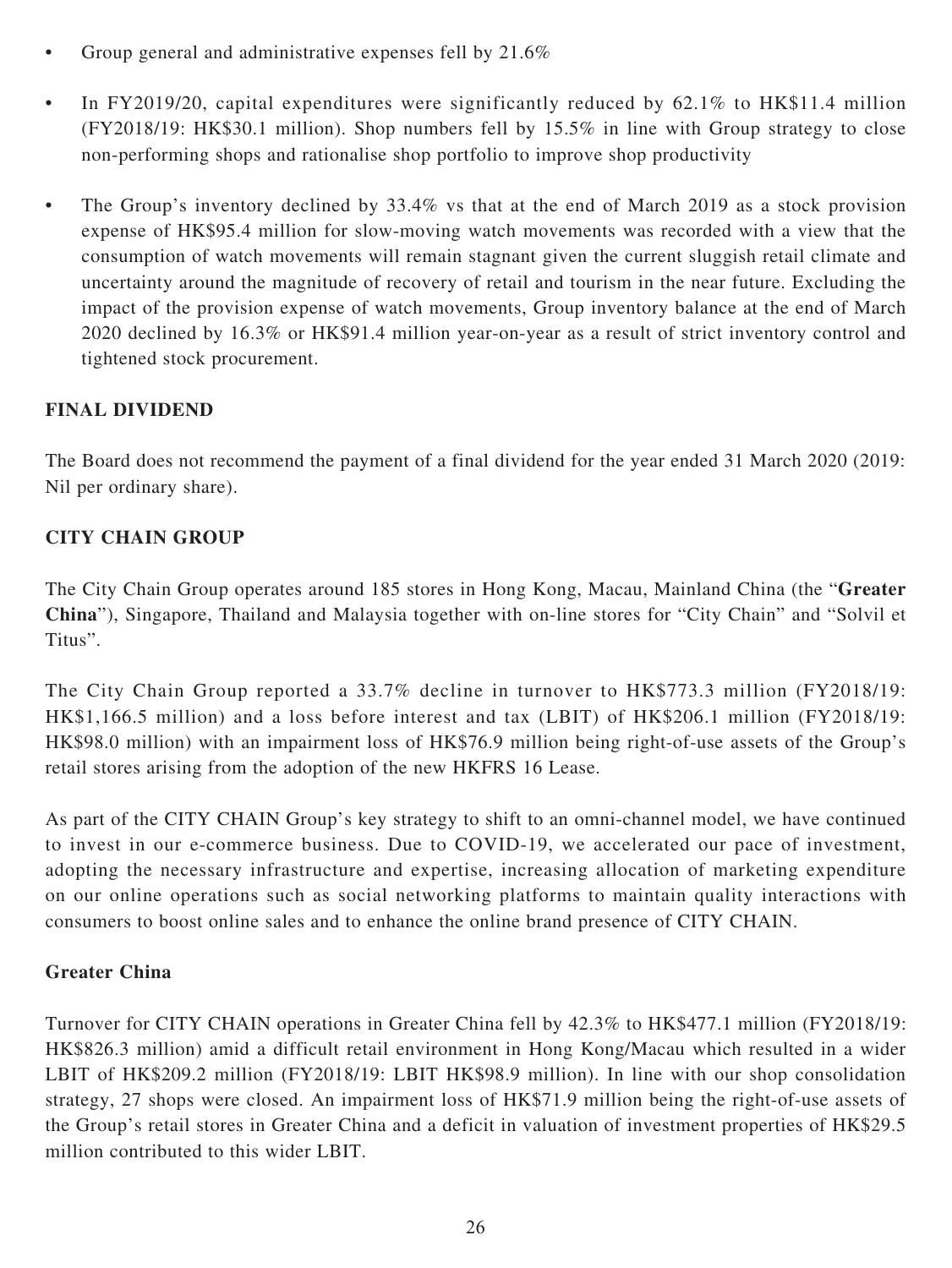- Group general and administrative expenses fell by 21.6%
- In FY2019/20, capital expenditures were significantly reduced by 62.1% to HK$11.4 million (FY2018/19: HK$30.1 million). Shop numbers fell by 15.5% in line with Group strategy to close non-performing shops and rationalise shop portfolio to improve shop productivity
- The Group's inventory declined by 33.4% vs that at the end of March 2019 as a stock provision expense of HK$95.4 million for slow-moving watch movements was recorded with a view that the consumption of watch movements will remain stagnant given the current sluggish retail climate and uncertainty around the magnitude of recovery of retail and tourism in the near future. Excluding the impact of the provision expense of watch movements, Group inventory balance at the end of March 2020 declined by 16.3% or HK$91.4 million year-on-year as a result of strict inventory control and tightened stock procurement.

## FINAL DIVIDEND

The Board does not recommend the payment of a final dividend for the year ended 31 March 2020 (2019: Nil per ordinary share).

## CITY CHAIN GROUP

The City Chain Group operates around 185 stores in Hong Kong, Macau, Mainland China (the "**Greater China**"), Singapore, Thailand and Malaysia together with on-line stores for "City Chain" and "Solvil et Titus".

The City Chain Group reported a 33.7% decline in turnover to HK$773.3 million (FY2018/19: HK$1,166.5 million) and a loss before interest and tax (LBIT) of HK$206.1 million (FY2018/19: HK$98.0 million) with an impairment loss of HK$76.9 million being right-of-use assets of the Group's retail stores arising from the adoption of the new HKFRS 16 Lease.

As part of the CITY CHAIN Group's key strategy to shift to an omni-channel model, we have continued to invest in our e-commerce business. Due to COVID-19, we accelerated our pace of investment, adopting the necessary infrastructure and expertise, increasing allocation of marketing expenditure on our online operations such as social networking platforms to maintain quality interactions with consumers to boost online sales and to enhance the online brand presence of CITY CHAIN.

### Greater China

Turnover for CITY CHAIN operations in Greater China fell by 42.3% to HK$477.1 million (FY2018/19: HK$826.3 million) amid a difficult retail environment in Hong Kong/Macau which resulted in a wider LBIT of HK$209.2 million (FY2018/19: LBIT HK$98.9 million). In line with our shop consolidation strategy, 27 shops were closed. An impairment loss of HK$71.9 million being the right-of-use assets of the Group's retail stores in Greater China and a deficit in valuation of investment properties of HK$29.5 million contributed to this wider LBIT.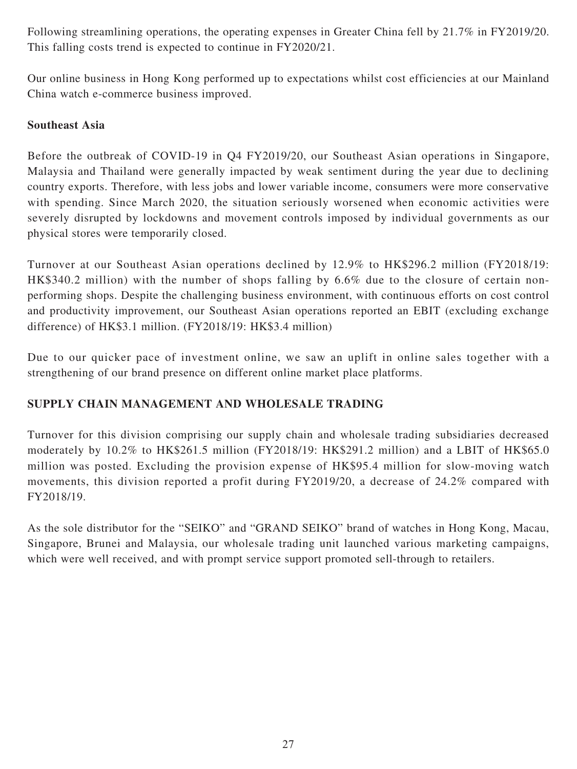Following streamlining operations, the operating expenses in Greater China fell by 21.7% in FY2019/20. This falling costs trend is expected to continue in FY2020/21.

Our online business in Hong Kong performed up to expectations whilst cost efficiencies at our Mainland China watch e-commerce business improved.

**Southeast Asia**

Before the outbreak of COVID-19 in Q4 FY2019/20, our Southeast Asian operations in Singapore, Malaysia and Thailand were generally impacted by weak sentiment during the year due to declining country exports. Therefore, with less jobs and lower variable income, consumers were more conservative with spending. Since March 2020, the situation seriously worsened when economic activities were severely disrupted by lockdowns and movement controls imposed by individual governments as our physical stores were temporarily closed.

Turnover at our Southeast Asian operations declined by 12.9% to HK$296.2 million (FY2018/19: HK$340.2 million) with the number of shops falling by 6.6% due to the closure of certain non-performing shops. Despite the challenging business environment, with continuous efforts on cost control and productivity improvement, our Southeast Asian operations reported an EBIT (excluding exchange difference) of HK$3.1 million. (FY2018/19: HK$3.4 million)

Due to our quicker pace of investment online, we saw an uplift in online sales together with a strengthening of our brand presence on different online market place platforms.

## SUPPLY CHAIN MANAGEMENT AND WHOLESALE TRADING

Turnover for this division comprising our supply chain and wholesale trading subsidiaries decreased moderately by 10.2% to HK$261.5 million (FY2018/19: HK$291.2 million) and a LBIT of HK$65.0 million was posted. Excluding the provision expense of HK$95.4 million for slow-moving watch movements, this division reported a profit during FY2019/20, a decrease of 24.2% compared with FY2018/19.

As the sole distributor for the "SEIKO" and "GRAND SEIKO" brand of watches in Hong Kong, Macau, Singapore, Brunei and Malaysia, our wholesale trading unit launched various marketing campaigns, which were well received, and with prompt service support promoted sell-through to retailers.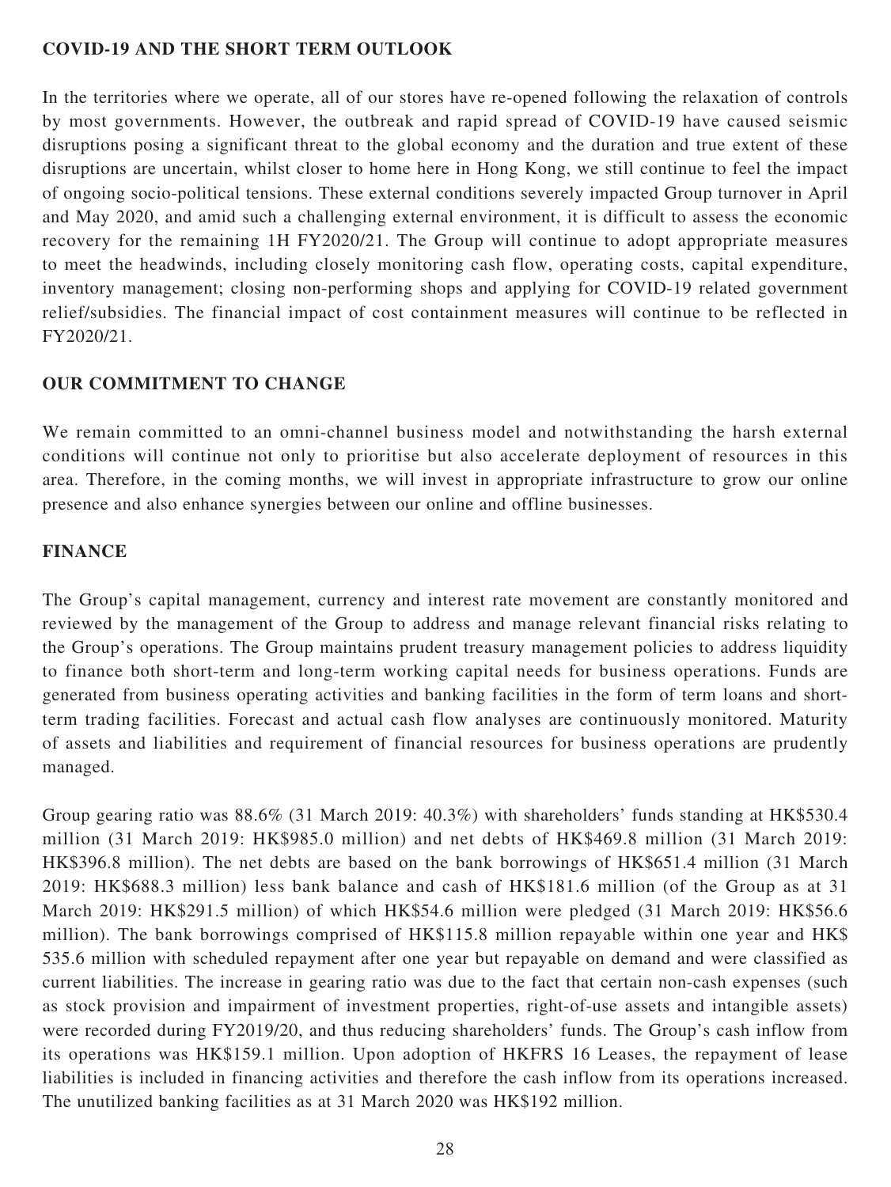## COVID-19 AND THE SHORT TERM OUTLOOK

In the territories where we operate, all of our stores have re-opened following the relaxation of controls by most governments. However, the outbreak and rapid spread of COVID-19 have caused seismic disruptions posing a significant threat to the global economy and the duration and true extent of these disruptions are uncertain, whilst closer to home here in Hong Kong, we still continue to feel the impact of ongoing socio-political tensions. These external conditions severely impacted Group turnover in April and May 2020, and amid such a challenging external environment, it is difficult to assess the economic recovery for the remaining 1H FY2020/21. The Group will continue to adopt appropriate measures to meet the headwinds, including closely monitoring cash flow, operating costs, capital expenditure, inventory management; closing non-performing shops and applying for COVID-19 related government relief/subsidies. The financial impact of cost containment measures will continue to be reflected in FY2020/21.

## OUR COMMITMENT TO CHANGE

We remain committed to an omni-channel business model and notwithstanding the harsh external conditions will continue not only to prioritise but also accelerate deployment of resources in this area. Therefore, in the coming months, we will invest in appropriate infrastructure to grow our online presence and also enhance synergies between our online and offline businesses.

## FINANCE

The Group's capital management, currency and interest rate movement are constantly monitored and reviewed by the management of the Group to address and manage relevant financial risks relating to the Group's operations. The Group maintains prudent treasury management policies to address liquidity to finance both short-term and long-term working capital needs for business operations. Funds are generated from business operating activities and banking facilities in the form of term loans and short-term trading facilities. Forecast and actual cash flow analyses are continuously monitored. Maturity of assets and liabilities and requirement of financial resources for business operations are prudently managed.

Group gearing ratio was 88.6% (31 March 2019: 40.3%) with shareholders' funds standing at HK$530.4 million (31 March 2019: HK$985.0 million) and net debts of HK$469.8 million (31 March 2019: HK$396.8 million). The net debts are based on the bank borrowings of HK$651.4 million (31 March 2019: HK$688.3 million) less bank balance and cash of HK$181.6 million (of the Group as at 31 March 2019: HK$291.5 million) of which HK$54.6 million were pledged (31 March 2019: HK$56.6 million). The bank borrowings comprised of HK$115.8 million repayable within one year and HK$ 535.6 million with scheduled repayment after one year but repayable on demand and were classified as current liabilities. The increase in gearing ratio was due to the fact that certain non-cash expenses (such as stock provision and impairment of investment properties, right-of-use assets and intangible assets) were recorded during FY2019/20, and thus reducing shareholders' funds. The Group's cash inflow from its operations was HK$159.1 million. Upon adoption of HKFRS 16 Leases, the repayment of lease liabilities is included in financing activities and therefore the cash inflow from its operations increased. The unutilized banking facilities as at 31 March 2020 was HK$192 million.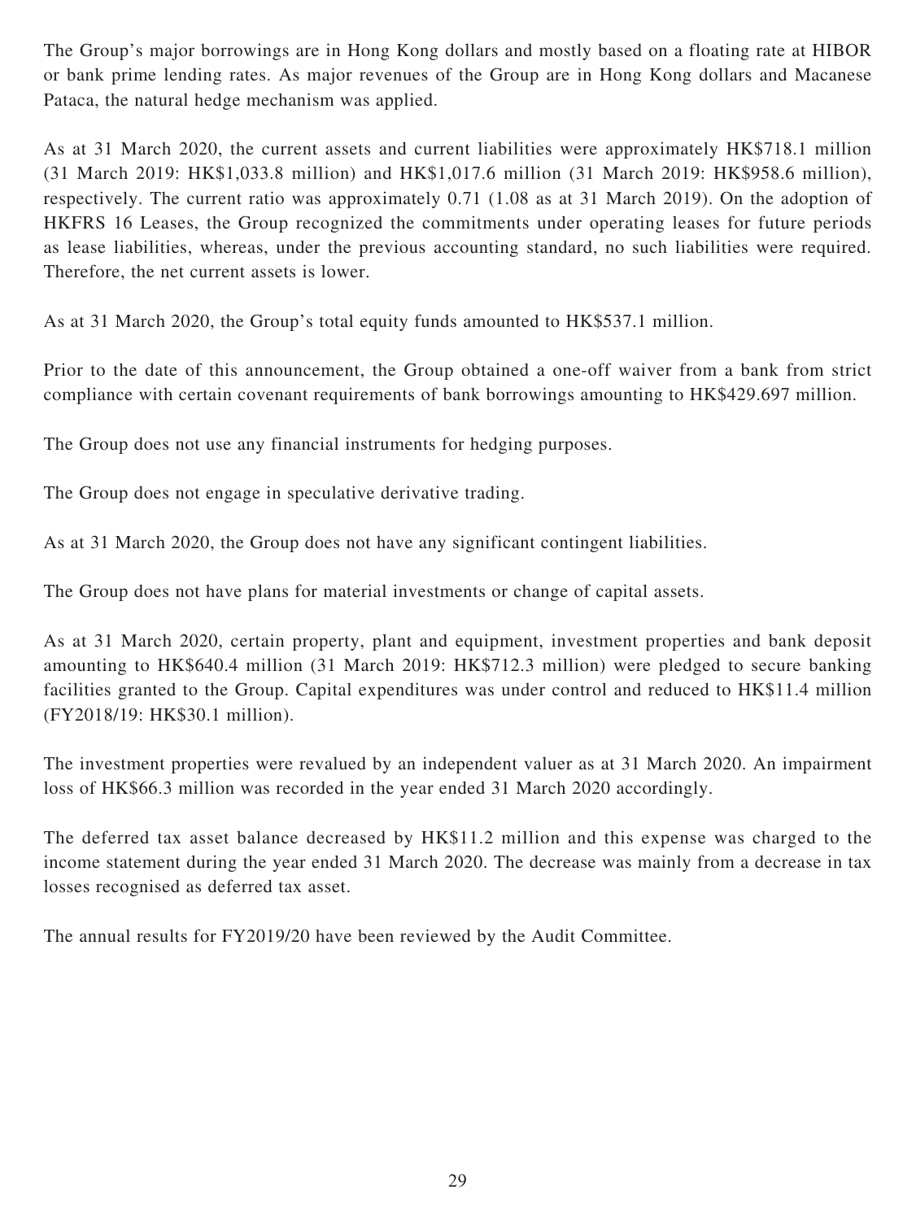The Group's major borrowings are in Hong Kong dollars and mostly based on a floating rate at HIBOR or bank prime lending rates. As major revenues of the Group are in Hong Kong dollars and Macanese Pataca, the natural hedge mechanism was applied.

As at 31 March 2020, the current assets and current liabilities were approximately HK$718.1 million (31 March 2019: HK$1,033.8 million) and HK$1,017.6 million (31 March 2019: HK$958.6 million), respectively. The current ratio was approximately 0.71 (1.08 as at 31 March 2019). On the adoption of HKFRS 16 Leases, the Group recognized the commitments under operating leases for future periods as lease liabilities, whereas, under the previous accounting standard, no such liabilities were required. Therefore, the net current assets is lower.

As at 31 March 2020, the Group's total equity funds amounted to HK$537.1 million.

Prior to the date of this announcement, the Group obtained a one-off waiver from a bank from strict compliance with certain covenant requirements of bank borrowings amounting to HK$429.697 million.

The Group does not use any financial instruments for hedging purposes.

The Group does not engage in speculative derivative trading.

As at 31 March 2020, the Group does not have any significant contingent liabilities.

The Group does not have plans for material investments or change of capital assets.

As at 31 March 2020, certain property, plant and equipment, investment properties and bank deposit amounting to HK$640.4 million (31 March 2019: HK$712.3 million) were pledged to secure banking facilities granted to the Group. Capital expenditures was under control and reduced to HK$11.4 million (FY2018/19: HK$30.1 million).

The investment properties were revalued by an independent valuer as at 31 March 2020. An impairment loss of HK$66.3 million was recorded in the year ended 31 March 2020 accordingly.

The deferred tax asset balance decreased by HK$11.2 million and this expense was charged to the income statement during the year ended 31 March 2020. The decrease was mainly from a decrease in tax losses recognised as deferred tax asset.

The annual results for FY2019/20 have been reviewed by the Audit Committee.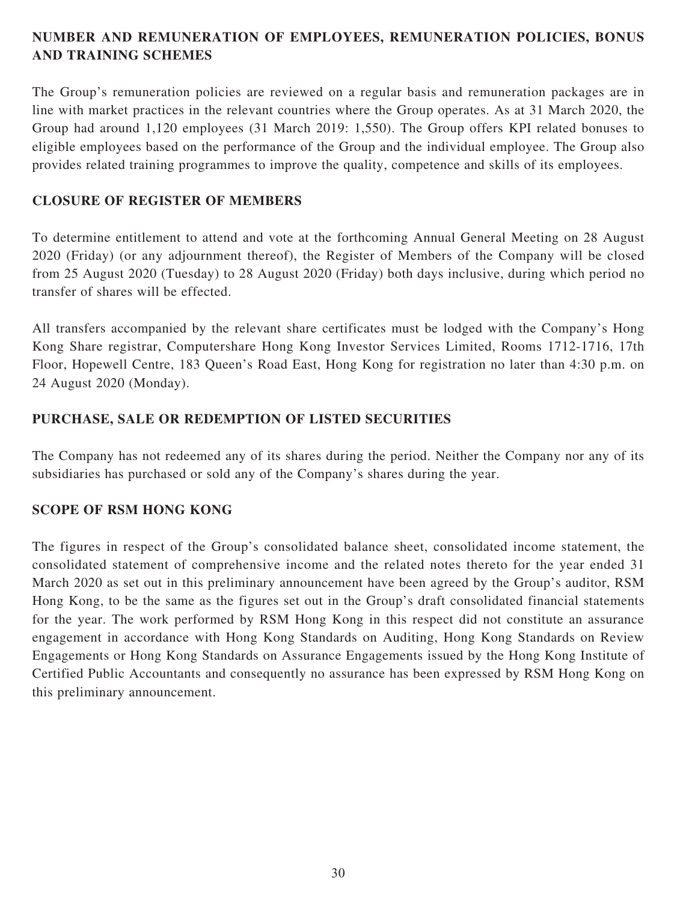## NUMBER AND REMUNERATION OF EMPLOYEES, REMUNERATION POLICIES, BONUS AND TRAINING SCHEMES

The Group's remuneration policies are reviewed on a regular basis and remuneration packages are in line with market practices in the relevant countries where the Group operates. As at 31 March 2020, the Group had around 1,120 employees (31 March 2019: 1,550). The Group offers KPI related bonuses to eligible employees based on the performance of the Group and the individual employee. The Group also provides related training programmes to improve the quality, competence and skills of its employees.

## CLOSURE OF REGISTER OF MEMBERS

To determine entitlement to attend and vote at the forthcoming Annual General Meeting on 28 August 2020 (Friday) (or any adjournment thereof), the Register of Members of the Company will be closed from 25 August 2020 (Tuesday) to 28 August 2020 (Friday) both days inclusive, during which period no transfer of shares will be effected.

All transfers accompanied by the relevant share certificates must be lodged with the Company's Hong Kong Share registrar, Computershare Hong Kong Investor Services Limited, Rooms 1712-1716, 17th Floor, Hopewell Centre, 183 Queen's Road East, Hong Kong for registration no later than 4:30 p.m. on 24 August 2020 (Monday).

## PURCHASE, SALE OR REDEMPTION OF LISTED SECURITIES

The Company has not redeemed any of its shares during the period. Neither the Company nor any of its subsidiaries has purchased or sold any of the Company's shares during the year.

## SCOPE OF RSM HONG KONG

The figures in respect of the Group's consolidated balance sheet, consolidated income statement, the consolidated statement of comprehensive income and the related notes thereto for the year ended 31 March 2020 as set out in this preliminary announcement have been agreed by the Group's auditor, RSM Hong Kong, to be the same as the figures set out in the Group's draft consolidated financial statements for the year. The work performed by RSM Hong Kong in this respect did not constitute an assurance engagement in accordance with Hong Kong Standards on Auditing, Hong Kong Standards on Review Engagements or Hong Kong Standards on Assurance Engagements issued by the Hong Kong Institute of Certified Public Accountants and consequently no assurance has been expressed by RSM Hong Kong on this preliminary announcement.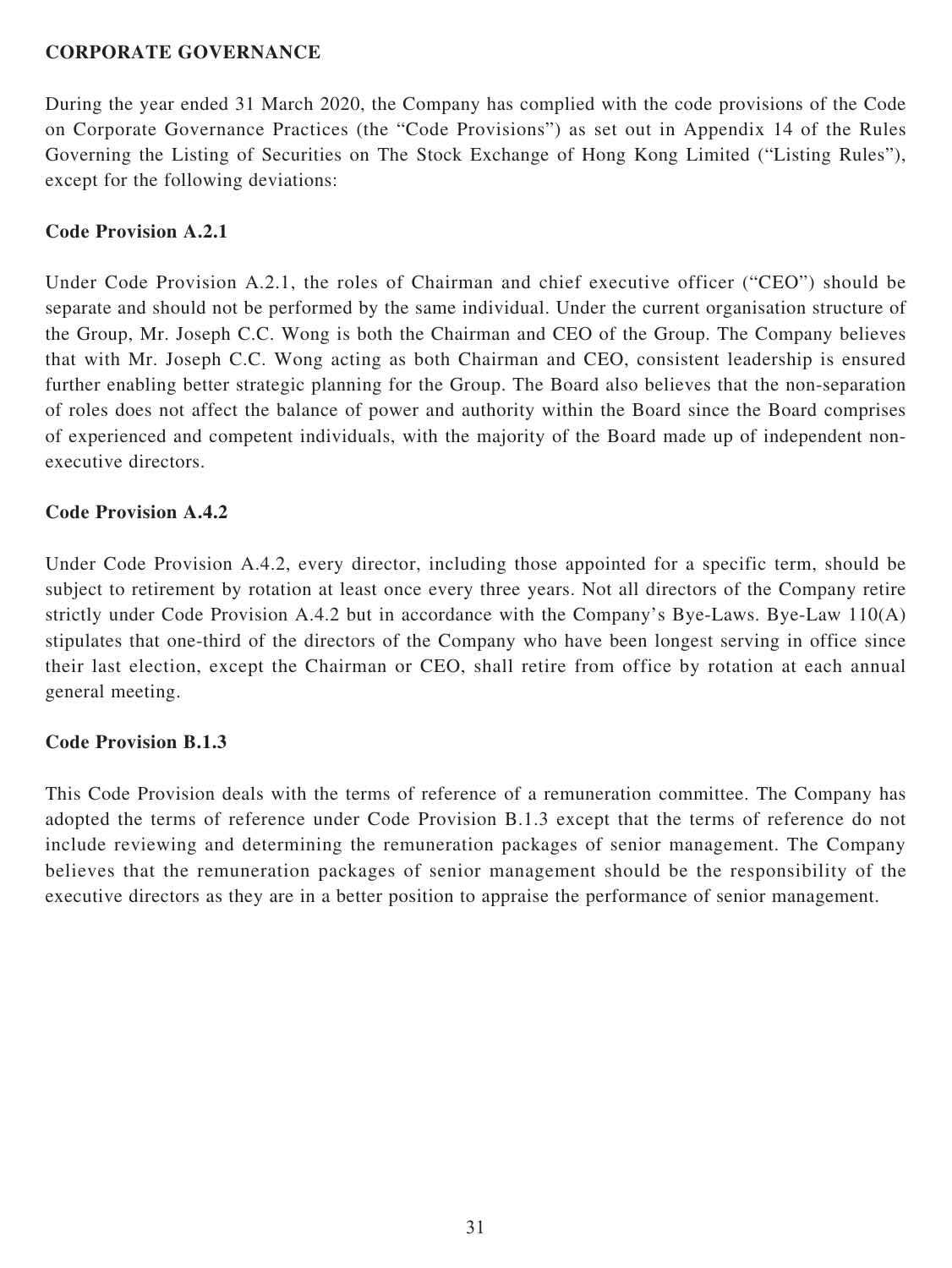## CORPORATE GOVERNANCE

During the year ended 31 March 2020, the Company has complied with the code provisions of the Code on Corporate Governance Practices (the "Code Provisions") as set out in Appendix 14 of the Rules Governing the Listing of Securities on The Stock Exchange of Hong Kong Limited ("Listing Rules"), except for the following deviations:

### Code Provision A.2.1

Under Code Provision A.2.1, the roles of Chairman and chief executive officer ("CEO") should be separate and should not be performed by the same individual. Under the current organisation structure of the Group, Mr. Joseph C.C. Wong is both the Chairman and CEO of the Group. The Company believes that with Mr. Joseph C.C. Wong acting as both Chairman and CEO, consistent leadership is ensured further enabling better strategic planning for the Group. The Board also believes that the non-separation of roles does not affect the balance of power and authority within the Board since the Board comprises of experienced and competent individuals, with the majority of the Board made up of independent non-executive directors.

### Code Provision A.4.2

Under Code Provision A.4.2, every director, including those appointed for a specific term, should be subject to retirement by rotation at least once every three years. Not all directors of the Company retire strictly under Code Provision A.4.2 but in accordance with the Company's Bye-Laws. Bye-Law 110(A) stipulates that one-third of the directors of the Company who have been longest serving in office since their last election, except the Chairman or CEO, shall retire from office by rotation at each annual general meeting.

### Code Provision B.1.3

This Code Provision deals with the terms of reference of a remuneration committee. The Company has adopted the terms of reference under Code Provision B.1.3 except that the terms of reference do not include reviewing and determining the remuneration packages of senior management. The Company believes that the remuneration packages of senior management should be the responsibility of the executive directors as they are in a better position to appraise the performance of senior management.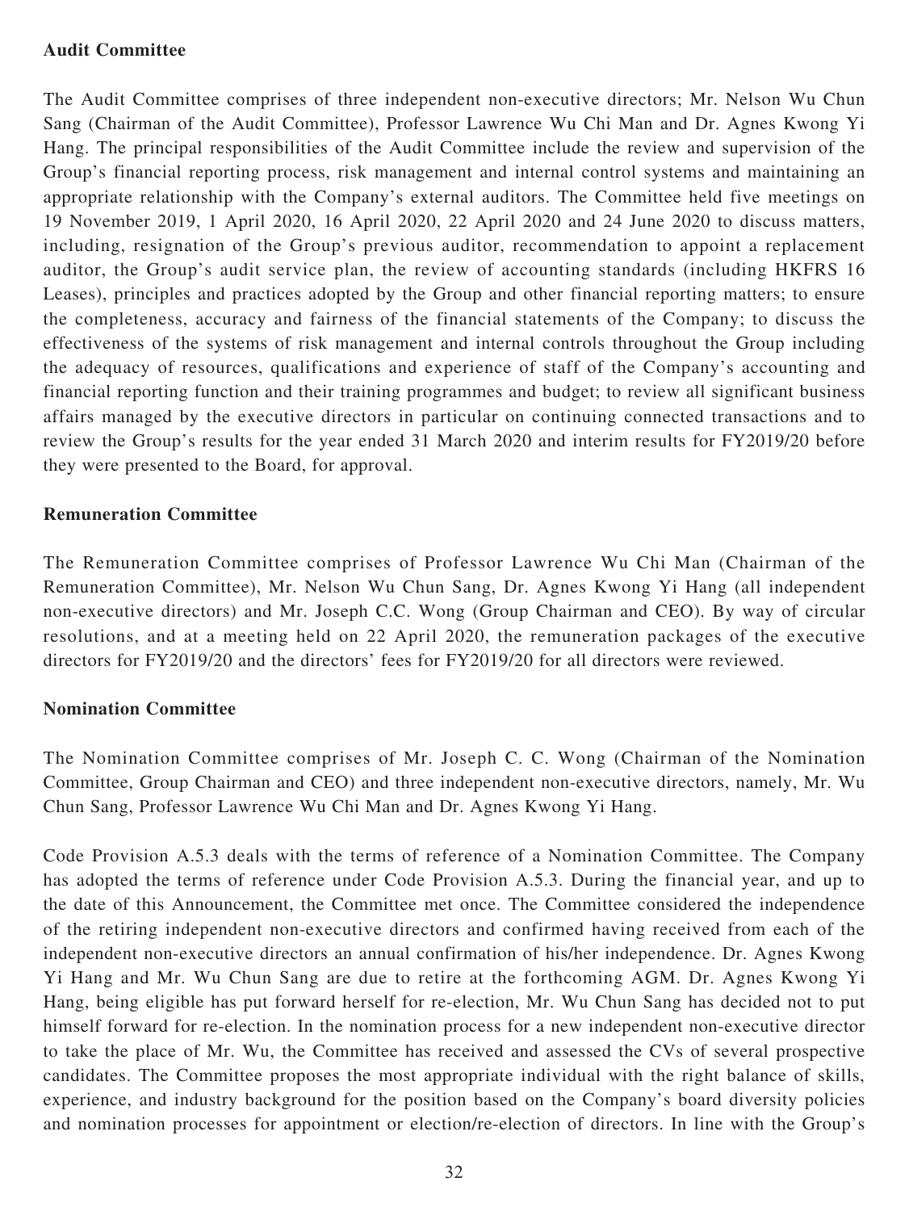**Audit Committee**

The Audit Committee comprises of three independent non-executive directors; Mr. Nelson Wu Chun Sang (Chairman of the Audit Committee), Professor Lawrence Wu Chi Man and Dr. Agnes Kwong Yi Hang. The principal responsibilities of the Audit Committee include the review and supervision of the Group's financial reporting process, risk management and internal control systems and maintaining an appropriate relationship with the Company's external auditors. The Committee held five meetings on 19 November 2019, 1 April 2020, 16 April 2020, 22 April 2020 and 24 June 2020 to discuss matters, including, resignation of the Group's previous auditor, recommendation to appoint a replacement auditor, the Group's audit service plan, the review of accounting standards (including HKFRS 16 Leases), principles and practices adopted by the Group and other financial reporting matters; to ensure the completeness, accuracy and fairness of the financial statements of the Company; to discuss the effectiveness of the systems of risk management and internal controls throughout the Group including the adequacy of resources, qualifications and experience of staff of the Company's accounting and financial reporting function and their training programmes and budget; to review all significant business affairs managed by the executive directors in particular on continuing connected transactions and to review the Group's results for the year ended 31 March 2020 and interim results for FY2019/20 before they were presented to the Board, for approval.

**Remuneration Committee**

The Remuneration Committee comprises of Professor Lawrence Wu Chi Man (Chairman of the Remuneration Committee), Mr. Nelson Wu Chun Sang, Dr. Agnes Kwong Yi Hang (all independent non-executive directors) and Mr. Joseph C.C. Wong (Group Chairman and CEO). By way of circular resolutions, and at a meeting held on 22 April 2020, the remuneration packages of the executive directors for FY2019/20 and the directors' fees for FY2019/20 for all directors were reviewed.

**Nomination Committee**

The Nomination Committee comprises of Mr. Joseph C. C. Wong (Chairman of the Nomination Committee, Group Chairman and CEO) and three independent non-executive directors, namely, Mr. Wu Chun Sang, Professor Lawrence Wu Chi Man and Dr. Agnes Kwong Yi Hang.

Code Provision A.5.3 deals with the terms of reference of a Nomination Committee. The Company has adopted the terms of reference under Code Provision A.5.3. During the financial year, and up to the date of this Announcement, the Committee met once. The Committee considered the independence of the retiring independent non-executive directors and confirmed having received from each of the independent non-executive directors an annual confirmation of his/her independence. Dr. Agnes Kwong Yi Hang and Mr. Wu Chun Sang are due to retire at the forthcoming AGM. Dr. Agnes Kwong Yi Hang, being eligible has put forward herself for re-election, Mr. Wu Chun Sang has decided not to put himself forward for re-election. In the nomination process for a new independent non-executive director to take the place of Mr. Wu, the Committee has received and assessed the CVs of several prospective candidates. The Committee proposes the most appropriate individual with the right balance of skills, experience, and industry background for the position based on the Company's board diversity policies and nomination processes for appointment or election/re-election of directors. In line with the Group's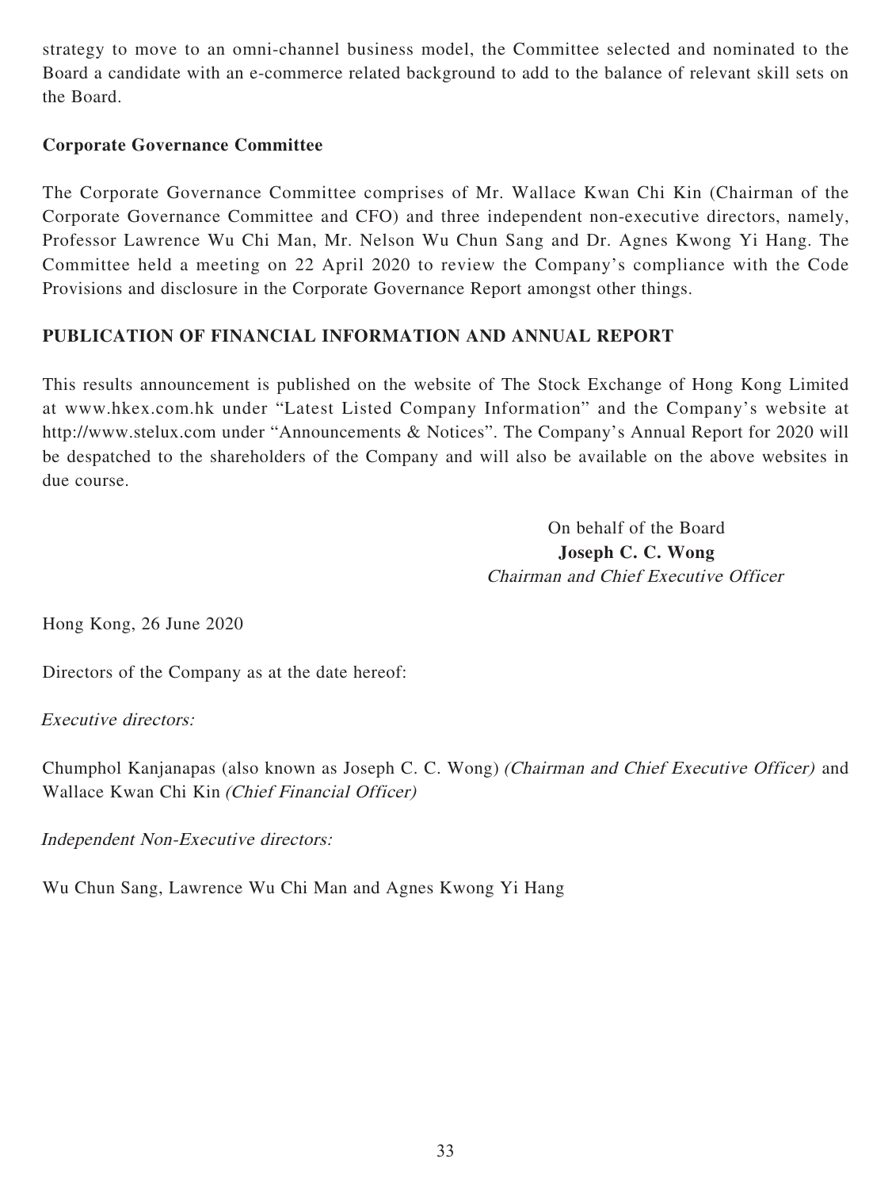strategy to move to an omni-channel business model, the Committee selected and nominated to the Board a candidate with an e-commerce related background to add to the balance of relevant skill sets on the Board.

**Corporate Governance Committee**

The Corporate Governance Committee comprises of Mr. Wallace Kwan Chi Kin (Chairman of the Corporate Governance Committee and CFO) and three independent non-executive directors, namely, Professor Lawrence Wu Chi Man, Mr. Nelson Wu Chun Sang and Dr. Agnes Kwong Yi Hang. The Committee held a meeting on 22 April 2020 to review the Company's compliance with the Code Provisions and disclosure in the Corporate Governance Report amongst other things.

## PUBLICATION OF FINANCIAL INFORMATION AND ANNUAL REPORT

This results announcement is published on the website of The Stock Exchange of Hong Kong Limited at www.hkex.com.hk under "Latest Listed Company Information" and the Company's website at http://www.stelux.com under "Announcements & Notices". The Company's Annual Report for 2020 will be despatched to the shareholders of the Company and will also be available on the above websites in due course.

On behalf of the Board
**Joseph C. C. Wong**
*Chairman and Chief Executive Officer*

Hong Kong, 26 June 2020

Directors of the Company as at the date hereof:

*Executive directors:*

Chumphol Kanjanapas (also known as Joseph C. C. Wong) *(Chairman and Chief Executive Officer)* and Wallace Kwan Chi Kin *(Chief Financial Officer)*

*Independent Non-Executive directors:*

Wu Chun Sang, Lawrence Wu Chi Man and Agnes Kwong Yi Hang